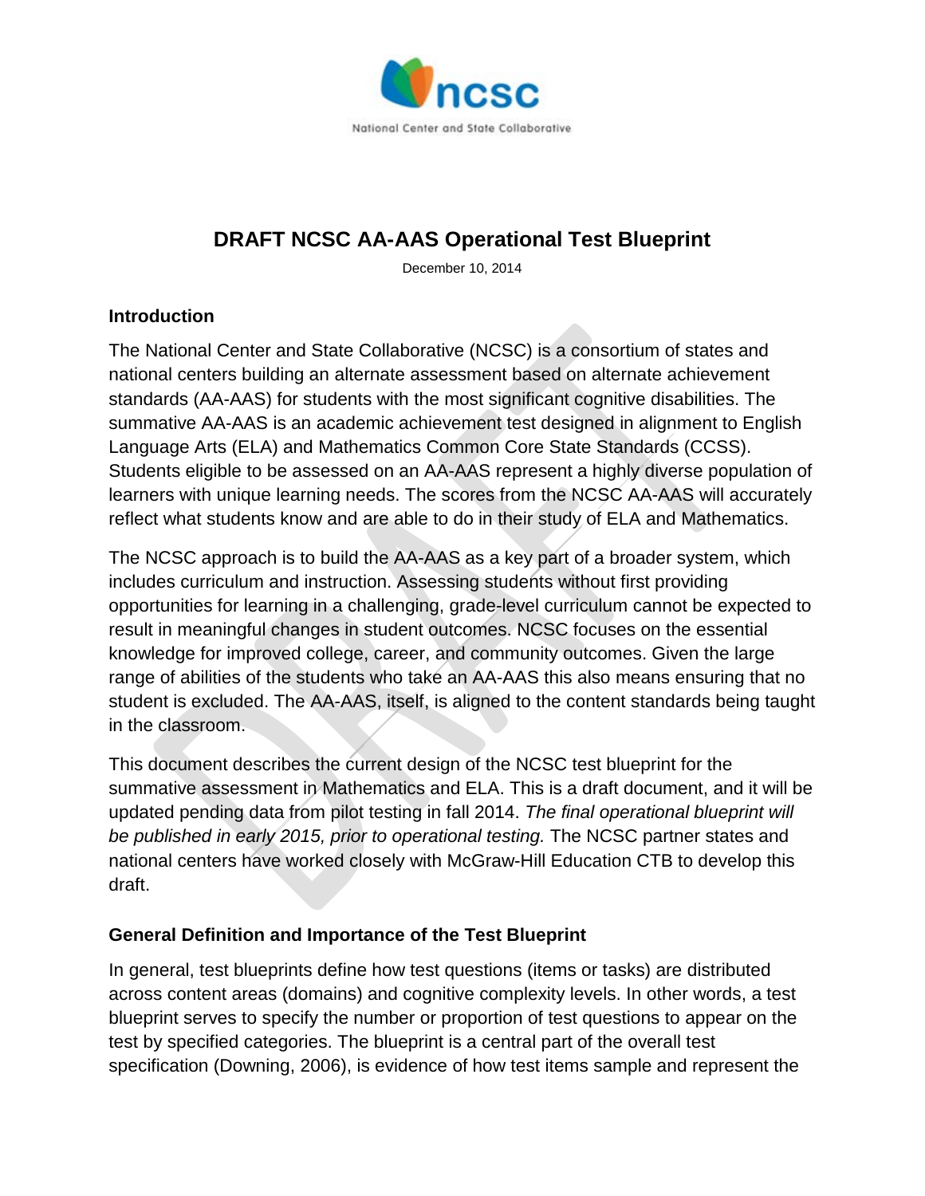ncsc

National Center and State Collaborative

# DRAFT NCSC AA-AAS Operational Test Blueprint

December 10, 2014

## Introduction

The National Center and State Collaborative (NCSC) is a consortium of states and national centers building an alternate assessment based on alternate achievement standards (AA-AAS) for students with the most significant cognitive disabilities. The summative AA-AAS is an academic achievement test designed in alignment to English Language Arts (ELA) and Mathematics Common Core State Standards (CCSS). Students eligible to be assessed on an AA-AAS represent a highly diverse population of learners with unique learning needs. The scores from the NCSC AA-AAS will accurately reflect what students know and are able to do in their study of ELA and Mathematics.

The NCSC approach is to build the AA-AAS as a key part of a broader system, which includes curriculum and instruction. Assessing students without first providing opportunities for learning in a challenging, grade-level curriculum cannot be expected to result in meaningful changes in student outcomes. NCSC focuses on the essential knowledge for improved college, career, and community outcomes. Given the large range of abilities of the students who take an AA-AAS this also means ensuring that no student is excluded. The AA-AAS, itself, is aligned to the content standards being taught in the classroom.

This document describes the current design of the NCSC test blueprint for the summative assessment in Mathematics and ELA. This is a draft document, and it will be updated pending data from pilot testing in fall 2014. *The final operational blueprint will be published in early 2015, prior to operational testing.* The NCSC partner states and national centers have worked closely with McGraw-Hill Education CTB to develop this draft.

## General Definition and Importance of the Test Blueprint

In general, test blueprints define how test questions (items or tasks) are distributed across content areas (domains) and cognitive complexity levels. In other words, a test blueprint serves to specify the number or proportion of test questions to appear on the test by specified categories. The blueprint is a central part of the overall test specification (Downing, 2006), is evidence of how test items sample and represent the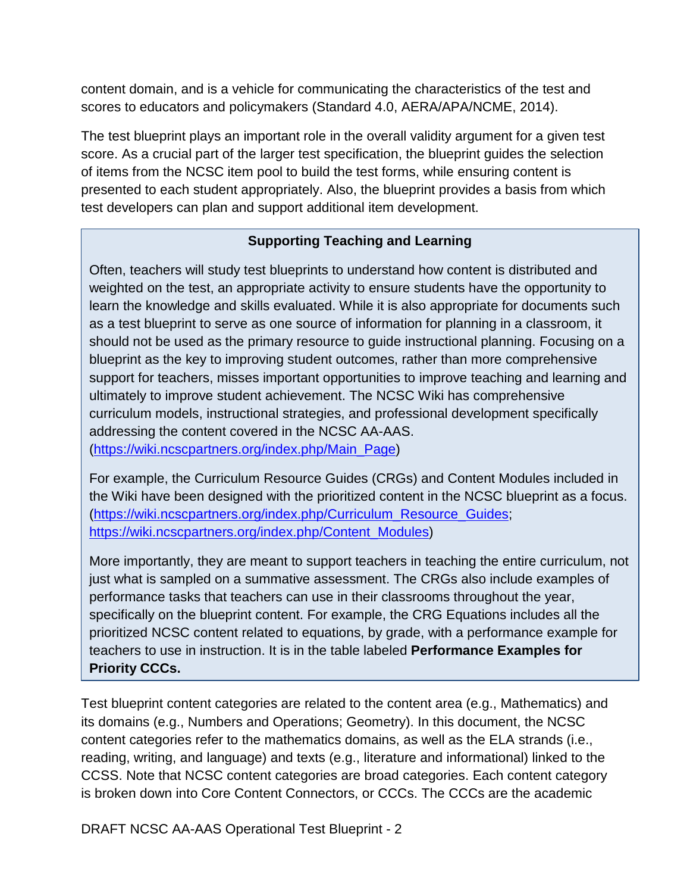content domain, and is a vehicle for communicating the characteristics of the test and scores to educators and policymakers (Standard 4.0, AERA/APA/NCME, 2014).

The test blueprint plays an important role in the overall validity argument for a given test score. As a crucial part of the larger test specification, the blueprint guides the selection of items from the NCSC item pool to build the test forms, while ensuring content is presented to each student appropriately. Also, the blueprint provides a basis from which test developers can plan and support additional item development.

> **Supporting Teaching and Learning**
>
> Often, teachers will study test blueprints to understand how content is distributed and weighted on the test, an appropriate activity to ensure students have the opportunity to learn the knowledge and skills evaluated. While it is also appropriate for documents such as a test blueprint to serve as one source of information for planning in a classroom, it should not be used as the primary resource to guide instructional planning. Focusing on a blueprint as the key to improving student outcomes, rather than more comprehensive support for teachers, misses important opportunities to improve teaching and learning and ultimately to improve student achievement. The NCSC Wiki has comprehensive curriculum models, instructional strategies, and professional development specifically addressing the content covered in the NCSC AA-AAS. (https://wiki.ncscpartners.org/index.php/Main_Page)
>
> For example, the Curriculum Resource Guides (CRGs) and Content Modules included in the Wiki have been designed with the prioritized content in the NCSC blueprint as a focus. (https://wiki.ncscpartners.org/index.php/Curriculum_Resource_Guides; https://wiki.ncscpartners.org/index.php/Content_Modules)
>
> More importantly, they are meant to support teachers in teaching the entire curriculum, not just what is sampled on a summative assessment. The CRGs also include examples of performance tasks that teachers can use in their classrooms throughout the year, specifically on the blueprint content. For example, the CRG Equations includes all the prioritized NCSC content related to equations, by grade, with a performance example for teachers to use in instruction. It is in the table labeled **Performance Examples for Priority CCCs.**

Test blueprint content categories are related to the content area (e.g., Mathematics) and its domains (e.g., Numbers and Operations; Geometry). In this document, the NCSC content categories refer to the mathematics domains, as well as the ELA strands (i.e., reading, writing, and language) and texts (e.g., literature and informational) linked to the CCSS. Note that NCSC content categories are broad categories. Each content category is broken down into Core Content Connectors, or CCCs. The CCCs are the academic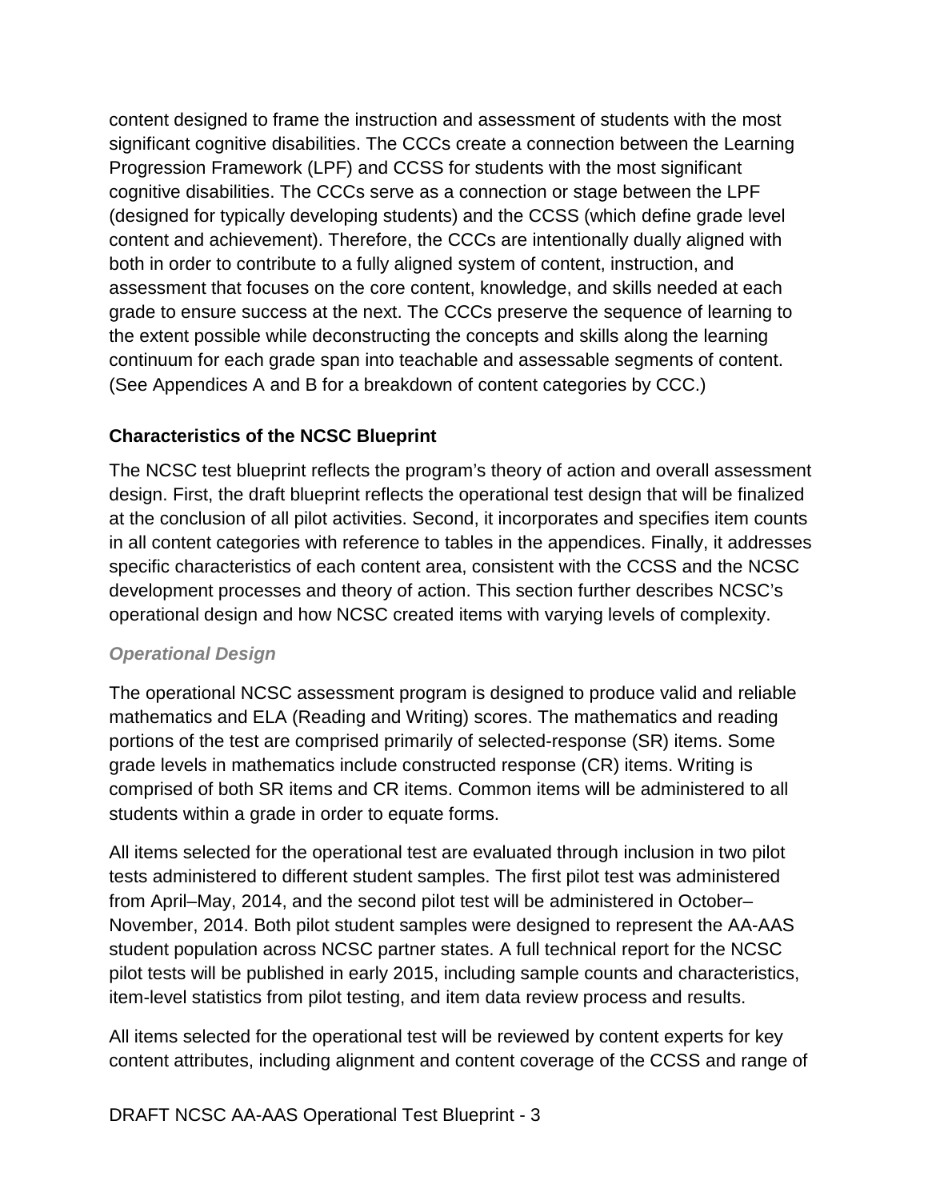content designed to frame the instruction and assessment of students with the most significant cognitive disabilities. The CCCs create a connection between the Learning Progression Framework (LPF) and CCSS for students with the most significant cognitive disabilities. The CCCs serve as a connection or stage between the LPF (designed for typically developing students) and the CCSS (which define grade level content and achievement). Therefore, the CCCs are intentionally dually aligned with both in order to contribute to a fully aligned system of content, instruction, and assessment that focuses on the core content, knowledge, and skills needed at each grade to ensure success at the next. The CCCs preserve the sequence of learning to the extent possible while deconstructing the concepts and skills along the learning continuum for each grade span into teachable and assessable segments of content. (See Appendices A and B for a breakdown of content categories by CCC.)

## Characteristics of the NCSC Blueprint

The NCSC test blueprint reflects the program's theory of action and overall assessment design. First, the draft blueprint reflects the operational test design that will be finalized at the conclusion of all pilot activities. Second, it incorporates and specifies item counts in all content categories with reference to tables in the appendices. Finally, it addresses specific characteristics of each content area, consistent with the CCSS and the NCSC development processes and theory of action. This section further describes NCSC's operational design and how NCSC created items with varying levels of complexity.

### *Operational Design*

The operational NCSC assessment program is designed to produce valid and reliable mathematics and ELA (Reading and Writing) scores. The mathematics and reading portions of the test are comprised primarily of selected-response (SR) items. Some grade levels in mathematics include constructed response (CR) items. Writing is comprised of both SR items and CR items. Common items will be administered to all students within a grade in order to equate forms.

All items selected for the operational test are evaluated through inclusion in two pilot tests administered to different student samples. The first pilot test was administered from April–May, 2014, and the second pilot test will be administered in October–November, 2014. Both pilot student samples were designed to represent the AA-AAS student population across NCSC partner states. A full technical report for the NCSC pilot tests will be published in early 2015, including sample counts and characteristics, item-level statistics from pilot testing, and item data review process and results.

All items selected for the operational test will be reviewed by content experts for key content attributes, including alignment and content coverage of the CCSS and range of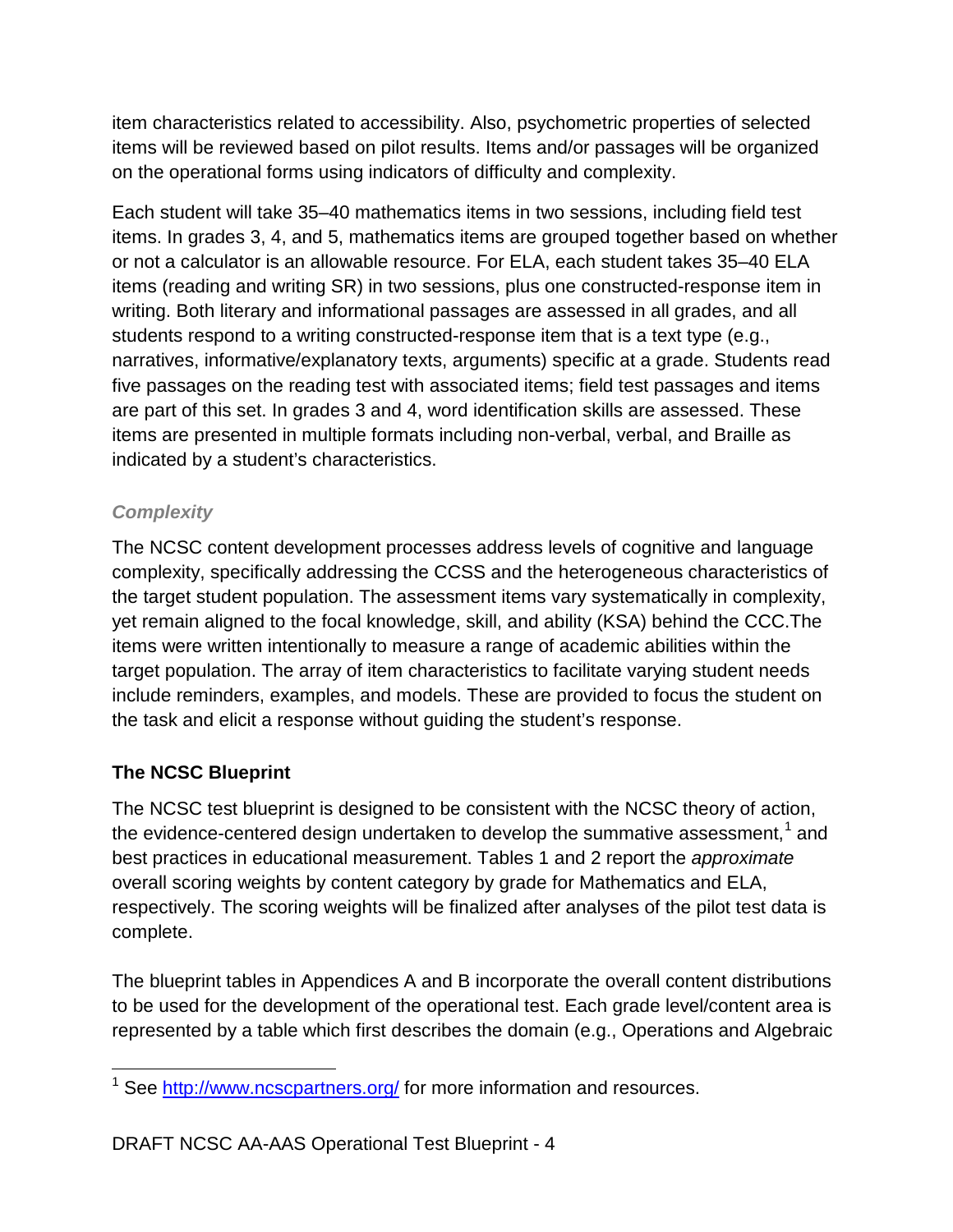item characteristics related to accessibility. Also, psychometric properties of selected items will be reviewed based on pilot results. Items and/or passages will be organized on the operational forms using indicators of difficulty and complexity.

Each student will take 35–40 mathematics items in two sessions, including field test items. In grades 3, 4, and 5, mathematics items are grouped together based on whether or not a calculator is an allowable resource. For ELA, each student takes 35–40 ELA items (reading and writing SR) in two sessions, plus one constructed-response item in writing. Both literary and informational passages are assessed in all grades, and all students respond to a writing constructed-response item that is a text type (e.g., narratives, informative/explanatory texts, arguments) specific at a grade. Students read five passages on the reading test with associated items; field test passages and items are part of this set. In grades 3 and 4, word identification skills are assessed. These items are presented in multiple formats including non-verbal, verbal, and Braille as indicated by a student's characteristics.

### *Complexity*

The NCSC content development processes address levels of cognitive and language complexity, specifically addressing the CCSS and the heterogeneous characteristics of the target student population. The assessment items vary systematically in complexity, yet remain aligned to the focal knowledge, skill, and ability (KSA) behind the CCC.The items were written intentionally to measure a range of academic abilities within the target population. The array of item characteristics to facilitate varying student needs include reminders, examples, and models. These are provided to focus the student on the task and elicit a response without guiding the student's response.

## The NCSC Blueprint

The NCSC test blueprint is designed to be consistent with the NCSC theory of action, the evidence-centered design undertaken to develop the summative assessment,[1] and best practices in educational measurement. Tables 1 and 2 report the *approximate* overall scoring weights by content category by grade for Mathematics and ELA, respectively. The scoring weights will be finalized after analyses of the pilot test data is complete.

The blueprint tables in Appendices A and B incorporate the overall content distributions to be used for the development of the operational test. Each grade level/content area is represented by a table which first describes the domain (e.g., Operations and Algebraic

[1] See http://www.ncscpartners.org/ for more information and resources.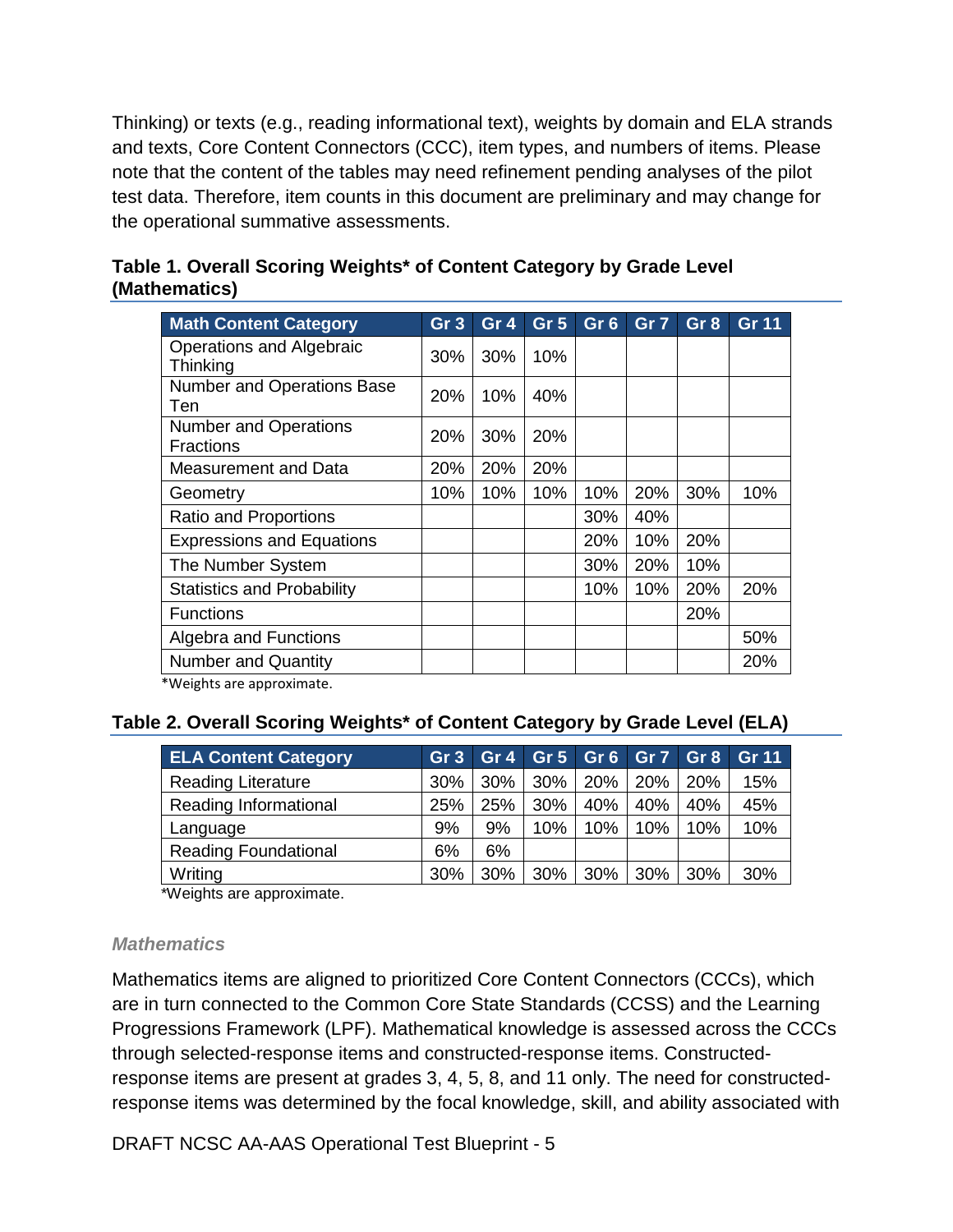Thinking) or texts (e.g., reading informational text), weights by domain and ELA strands and texts, Core Content Connectors (CCC), item types, and numbers of items. Please note that the content of the tables may need refinement pending analyses of the pilot test data. Therefore, item counts in this document are preliminary and may change for the operational summative assessments.

**Table 1. Overall Scoring Weights* of Content Category by Grade Level (Mathematics)**

| Math Content Category | Gr 3 | Gr 4 | Gr 5 | Gr 6 | Gr 7 | Gr 8 | Gr 11 |
|---|---|---|---|---|---|---|---|
| Operations and Algebraic Thinking | 30% | 30% | 10% | | | | |
| Number and Operations Base Ten | 20% | 10% | 40% | | | | |
| Number and Operations Fractions | 20% | 30% | 20% | | | | |
| Measurement and Data | 20% | 20% | 20% | | | | |
| Geometry | 10% | 10% | 10% | 10% | 20% | 30% | 10% |
| Ratio and Proportions | | | | 30% | 40% | | |
| Expressions and Equations | | | | 20% | 10% | 20% | |
| The Number System | | | | 30% | 20% | 10% | |
| Statistics and Probability | | | | 10% | 10% | 20% | 20% |
| Functions | | | | | | 20% | |
| Algebra and Functions | | | | | | | 50% |
| Number and Quantity | | | | | | | 20% |

*Weights are approximate.

**Table 2. Overall Scoring Weights* of Content Category by Grade Level (ELA)**

| ELA Content Category | Gr 3 | Gr 4 | Gr 5 | Gr 6 | Gr 7 | Gr 8 | Gr 11 |
|---|---|---|---|---|---|---|---|
| Reading Literature | 30% | 30% | 30% | 20% | 20% | 20% | 15% |
| Reading Informational | 25% | 25% | 30% | 40% | 40% | 40% | 45% |
| Language | 9% | 9% | 10% | 10% | 10% | 10% | 10% |
| Reading Foundational | 6% | 6% | | | | | |
| Writing | 30% | 30% | 30% | 30% | 30% | 30% | 30% |

*Weights are approximate.

### *Mathematics*

Mathematics items are aligned to prioritized Core Content Connectors (CCCs), which are in turn connected to the Common Core State Standards (CCSS) and the Learning Progressions Framework (LPF). Mathematical knowledge is assessed across the CCCs through selected-response items and constructed-response items. Constructed-response items are present at grades 3, 4, 5, 8, and 11 only. The need for constructed-response items was determined by the focal knowledge, skill, and ability associated with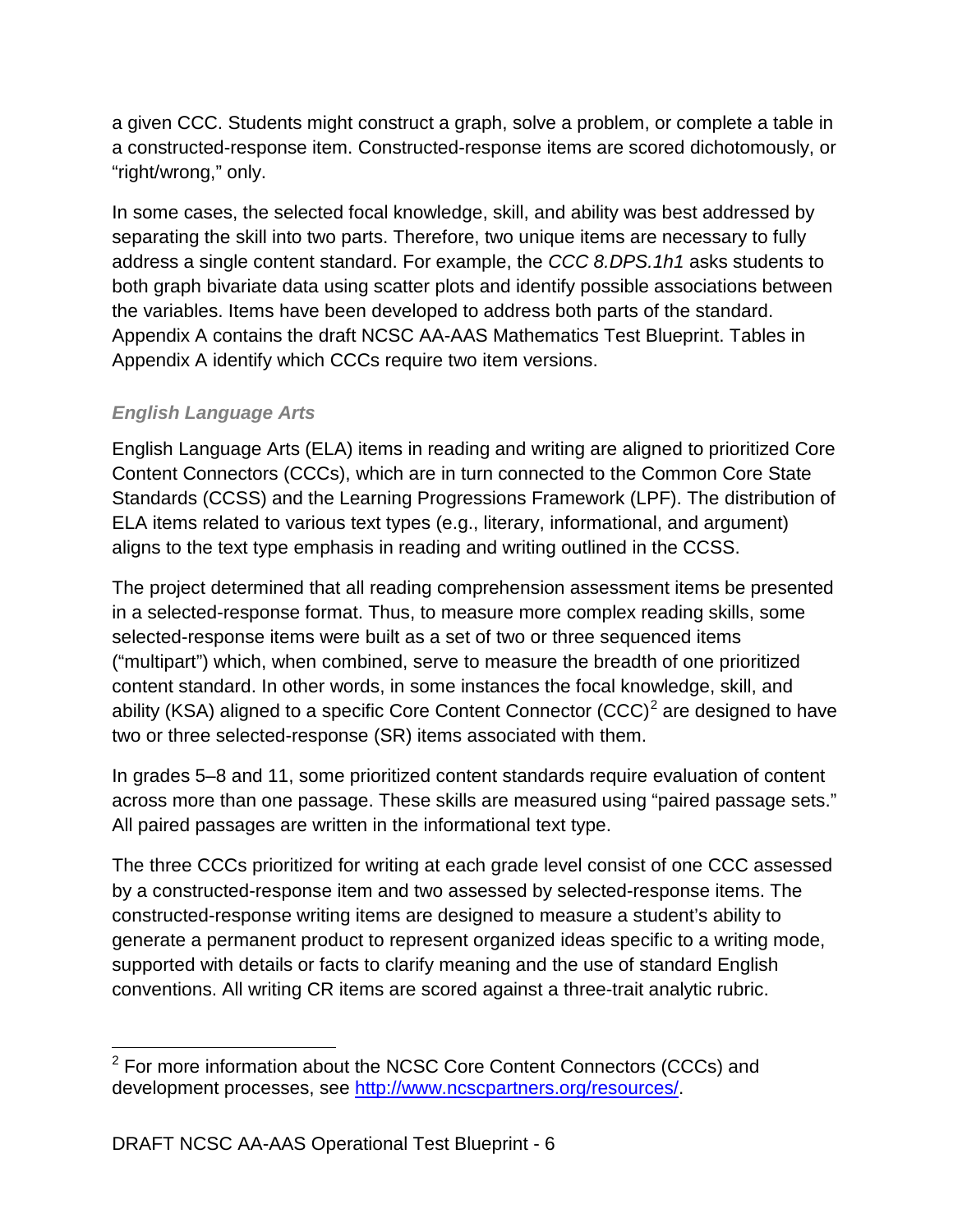a given CCC. Students might construct a graph, solve a problem, or complete a table in a constructed-response item. Constructed-response items are scored dichotomously, or "right/wrong," only.

In some cases, the selected focal knowledge, skill, and ability was best addressed by separating the skill into two parts. Therefore, two unique items are necessary to fully address a single content standard. For example, the *CCC 8.DPS.1h1* asks students to both graph bivariate data using scatter plots and identify possible associations between the variables. Items have been developed to address both parts of the standard. Appendix A contains the draft NCSC AA-AAS Mathematics Test Blueprint. Tables in Appendix A identify which CCCs require two item versions.

### *English Language Arts*

English Language Arts (ELA) items in reading and writing are aligned to prioritized Core Content Connectors (CCCs), which are in turn connected to the Common Core State Standards (CCSS) and the Learning Progressions Framework (LPF). The distribution of ELA items related to various text types (e.g., literary, informational, and argument) aligns to the text type emphasis in reading and writing outlined in the CCSS.

The project determined that all reading comprehension assessment items be presented in a selected-response format. Thus, to measure more complex reading skills, some selected-response items were built as a set of two or three sequenced items ("multipart") which, when combined, serve to measure the breadth of one prioritized content standard. In other words, in some instances the focal knowledge, skill, and ability (KSA) aligned to a specific Core Content Connector (CCC)[2] are designed to have two or three selected-response (SR) items associated with them.

In grades 5–8 and 11, some prioritized content standards require evaluation of content across more than one passage. These skills are measured using "paired passage sets." All paired passages are written in the informational text type.

The three CCCs prioritized for writing at each grade level consist of one CCC assessed by a constructed-response item and two assessed by selected-response items. The constructed-response writing items are designed to measure a student's ability to generate a permanent product to represent organized ideas specific to a writing mode, supported with details or facts to clarify meaning and the use of standard English conventions. All writing CR items are scored against a three-trait analytic rubric.

---

[2] For more information about the NCSC Core Content Connectors (CCCs) and development processes, see [http://www.ncscpartners.org/resources/](http://www.ncscpartners.org/resources/).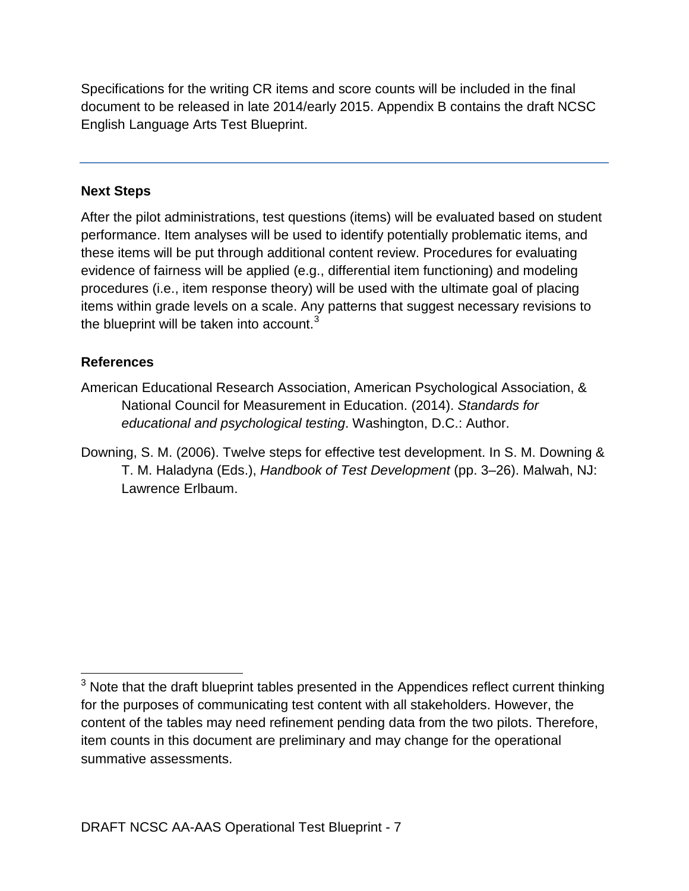Specifications for the writing CR items and score counts will be included in the final document to be released in late 2014/early 2015. Appendix B contains the draft NCSC English Language Arts Test Blueprint.

---

## Next Steps

After the pilot administrations, test questions (items) will be evaluated based on student performance. Item analyses will be used to identify potentially problematic items, and these items will be put through additional content review. Procedures for evaluating evidence of fairness will be applied (e.g., differential item functioning) and modeling procedures (i.e., item response theory) will be used with the ultimate goal of placing items within grade levels on a scale. Any patterns that suggest necessary revisions to the blueprint will be taken into account.[3]

## References

American Educational Research Association, American Psychological Association, & National Council for Measurement in Education. (2014). *Standards for educational and psychological testing*. Washington, D.C.: Author.

Downing, S. M. (2006). Twelve steps for effective test development. In S. M. Downing & T. M. Haladyna (Eds.), *Handbook of Test Development* (pp. 3–26). Malwah, NJ: Lawrence Erlbaum.

---

[3] Note that the draft blueprint tables presented in the Appendices reflect current thinking for the purposes of communicating test content with all stakeholders. However, the content of the tables may need refinement pending data from the two pilots. Therefore, item counts in this document are preliminary and may change for the operational summative assessments.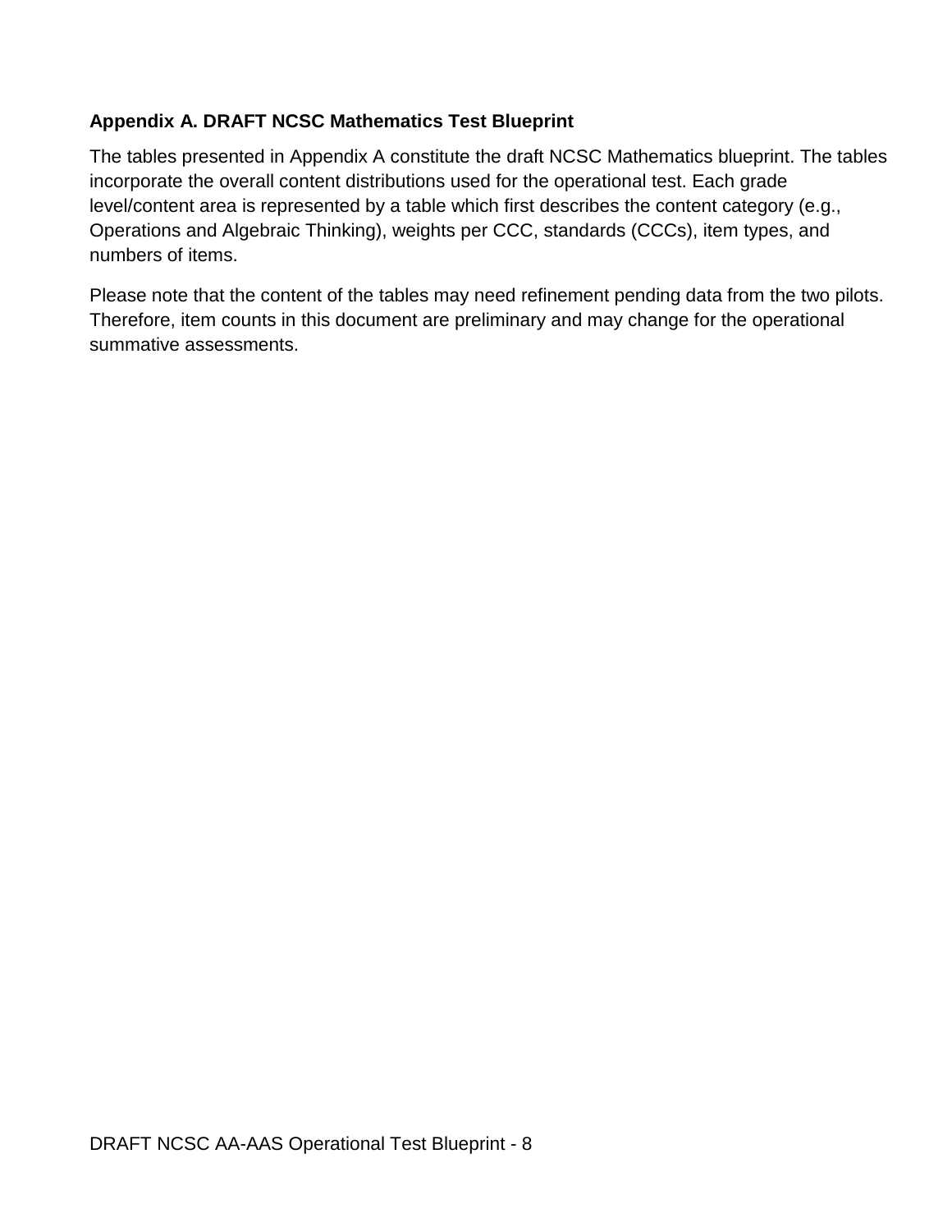## Appendix A. DRAFT NCSC Mathematics Test Blueprint

The tables presented in Appendix A constitute the draft NCSC Mathematics blueprint. The tables incorporate the overall content distributions used for the operational test. Each grade level/content area is represented by a table which first describes the content category (e.g., Operations and Algebraic Thinking), weights per CCC, standards (CCCs), item types, and numbers of items.

Please note that the content of the tables may need refinement pending data from the two pilots. Therefore, item counts in this document are preliminary and may change for the operational summative assessments.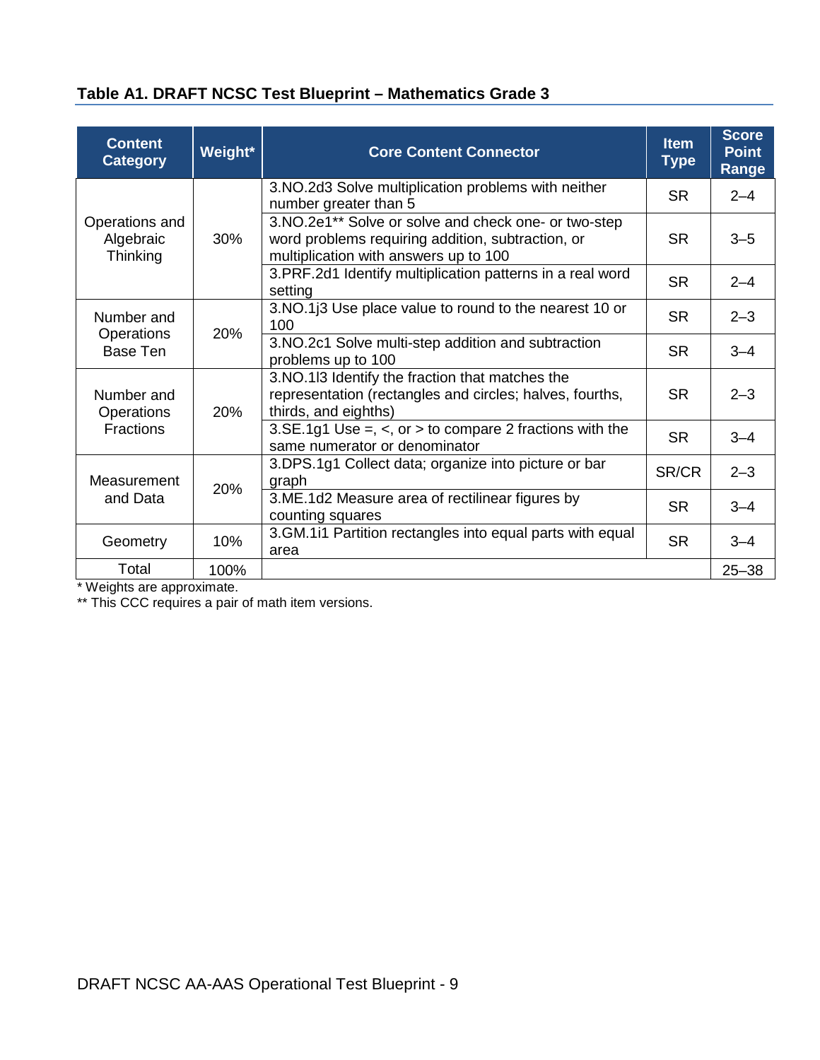### Table A1. DRAFT NCSC Test Blueprint – Mathematics Grade 3

| Content Category | Weight* | Core Content Connector | Item Type | Score Point Range |
|---|---|---|---|---|
| Operations and Algebraic Thinking | 30% | 3.NO.2d3 Solve multiplication problems with neither number greater than 5 | SR | 2–4 |
| | | 3.NO.2e1** Solve or solve and check one- or two-step word problems requiring addition, subtraction, or multiplication with answers up to 100 | SR | 3–5 |
| | | 3.PRF.2d1 Identify multiplication patterns in a real word setting | SR | 2–4 |
| Number and Operations Base Ten | 20% | 3.NO.1j3 Use place value to round to the nearest 10 or 100 | SR | 2–3 |
| | | 3.NO.2c1 Solve multi-step addition and subtraction problems up to 100 | SR | 3–4 |
| Number and Operations Fractions | 20% | 3.NO.1l3 Identify the fraction that matches the representation (rectangles and circles; halves, fourths, thirds, and eighths) | SR | 2–3 |
| | | 3.SE.1g1 Use =, <, or > to compare 2 fractions with the same numerator or denominator | SR | 3–4 |
| Measurement and Data | 20% | 3.DPS.1g1 Collect data; organize into picture or bar graph | SR/CR | 2–3 |
| | | 3.ME.1d2 Measure area of rectilinear figures by counting squares | SR | 3–4 |
| Geometry | 10% | 3.GM.1i1 Partition rectangles into equal parts with equal area | SR | 3–4 |
| Total | 100% | | | 25–38 |

\* Weights are approximate.

** This CCC requires a pair of math item versions.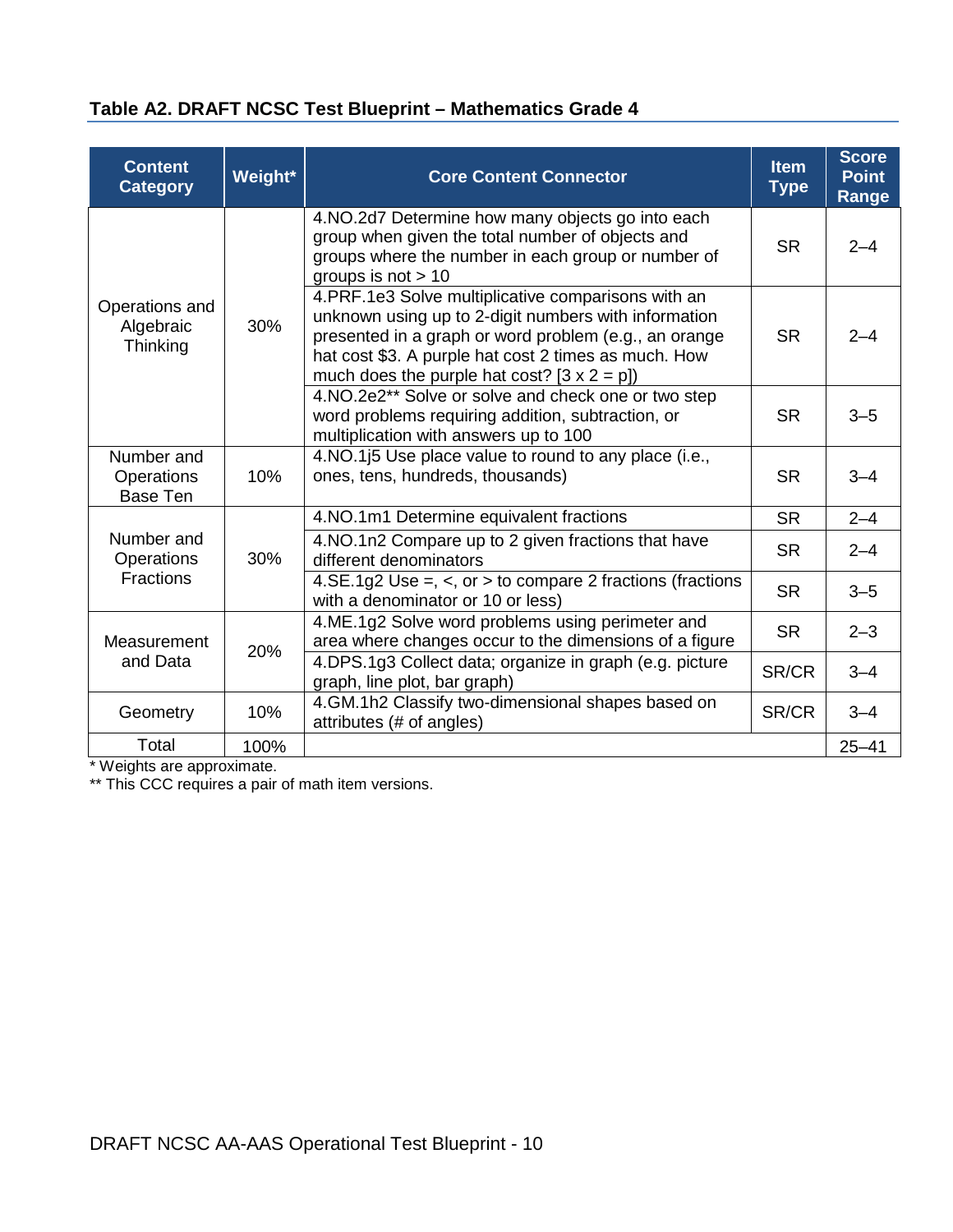### Table A2. DRAFT NCSC Test Blueprint – Mathematics Grade 4

| Content Category | Weight* | Core Content Connector | Item Type | Score Point Range |
|---|---|---|---|---|
| Operations and Algebraic Thinking | 30% | 4.NO.2d7 Determine how many objects go into each group when given the total number of objects and groups where the number in each group or number of groups is not > 10 | SR | 2–4 |
| | | 4.PRF.1e3 Solve multiplicative comparisons with an unknown using up to 2-digit numbers with information presented in a graph or word problem (e.g., an orange hat cost $3. A purple hat cost 2 times as much. How much does the purple hat cost? [3 x 2 = p]) | SR | 2–4 |
| | | 4.NO.2e2** Solve or solve and check one or two step word problems requiring addition, subtraction, or multiplication with answers up to 100 | SR | 3–5 |
| Number and Operations Base Ten | 10% | 4.NO.1j5 Use place value to round to any place (i.e., ones, tens, hundreds, thousands) | SR | 3–4 |
| Number and Operations Fractions | 30% | 4.NO.1m1 Determine equivalent fractions | SR | 2–4 |
| | | 4.NO.1n2 Compare up to 2 given fractions that have different denominators | SR | 2–4 |
| | | 4.SE.1g2 Use =, <, or > to compare 2 fractions (fractions with a denominator or 10 or less) | SR | 3–5 |
| Measurement and Data | 20% | 4.ME.1g2 Solve word problems using perimeter and area where changes occur to the dimensions of a figure | SR | 2–3 |
| | | 4.DPS.1g3 Collect data; organize in graph (e.g. picture graph, line plot, bar graph) | SR/CR | 3–4 |
| Geometry | 10% | 4.GM.1h2 Classify two-dimensional shapes based on attributes (# of angles) | SR/CR | 3–4 |
| Total | 100% | | | 25–41 |

\* Weights are approximate.

** This CCC requires a pair of math item versions.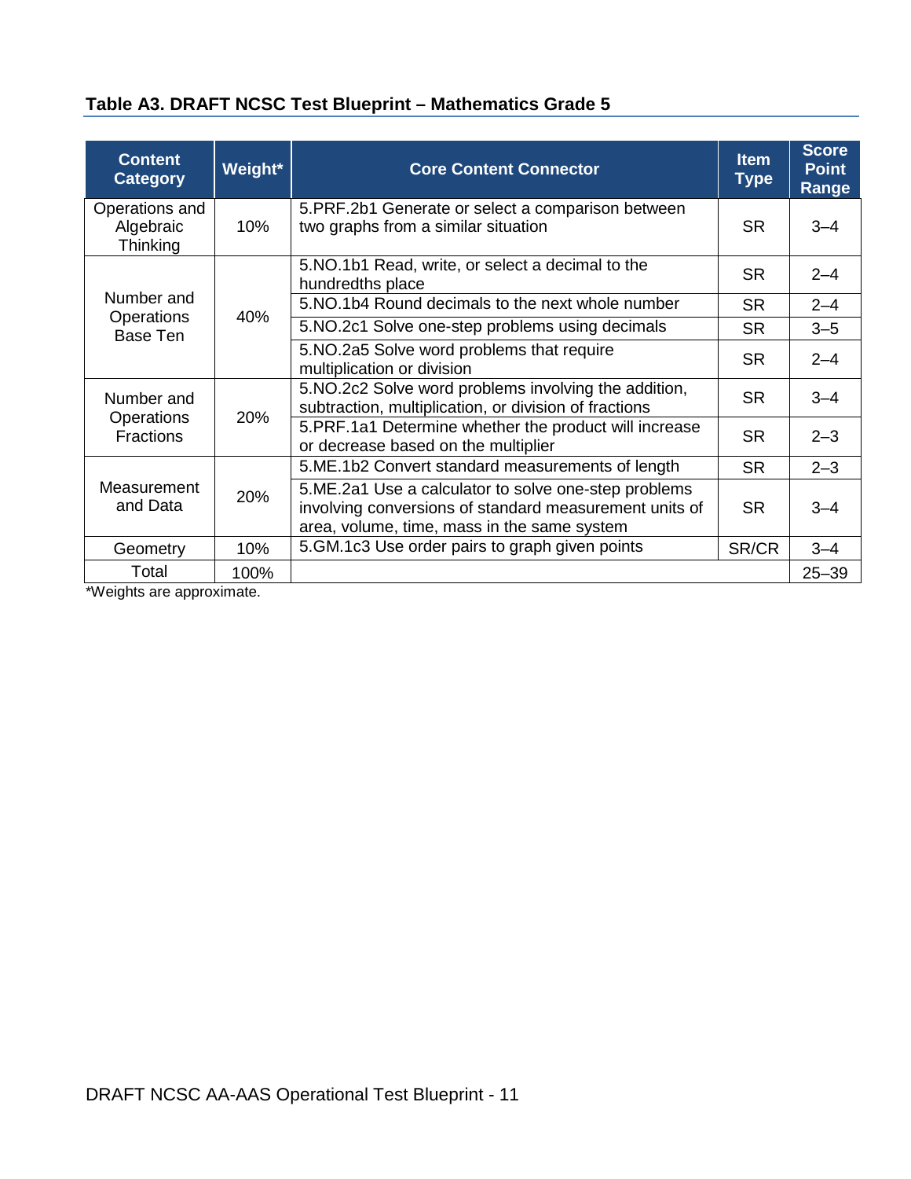### Table A3. DRAFT NCSC Test Blueprint – Mathematics Grade 5

| Content Category | Weight* | Core Content Connector | Item Type | Score Point Range |
|---|---|---|---|---|
| Operations and Algebraic Thinking | 10% | 5.PRF.2b1 Generate or select a comparison between two graphs from a similar situation | SR | 3–4 |
| Number and Operations Base Ten | 40% | 5.NO.1b1 Read, write, or select a decimal to the hundredths place | SR | 2–4 |
| | | 5.NO.1b4 Round decimals to the next whole number | SR | 2–4 |
| | | 5.NO.2c1 Solve one-step problems using decimals | SR | 3–5 |
| | | 5.NO.2a5 Solve word problems that require multiplication or division | SR | 2–4 |
| Number and Operations Fractions | 20% | 5.NO.2c2 Solve word problems involving the addition, subtraction, multiplication, or division of fractions | SR | 3–4 |
| | | 5.PRF.1a1 Determine whether the product will increase or decrease based on the multiplier | SR | 2–3 |
| Measurement and Data | 20% | 5.ME.1b2 Convert standard measurements of length | SR | 2–3 |
| | | 5.ME.2a1 Use a calculator to solve one-step problems involving conversions of standard measurement units of area, volume, time, mass in the same system | SR | 3–4 |
| Geometry | 10% | 5.GM.1c3 Use order pairs to graph given points | SR/CR | 3–4 |
| Total | 100% | | | 25–39 |

*Weights are approximate.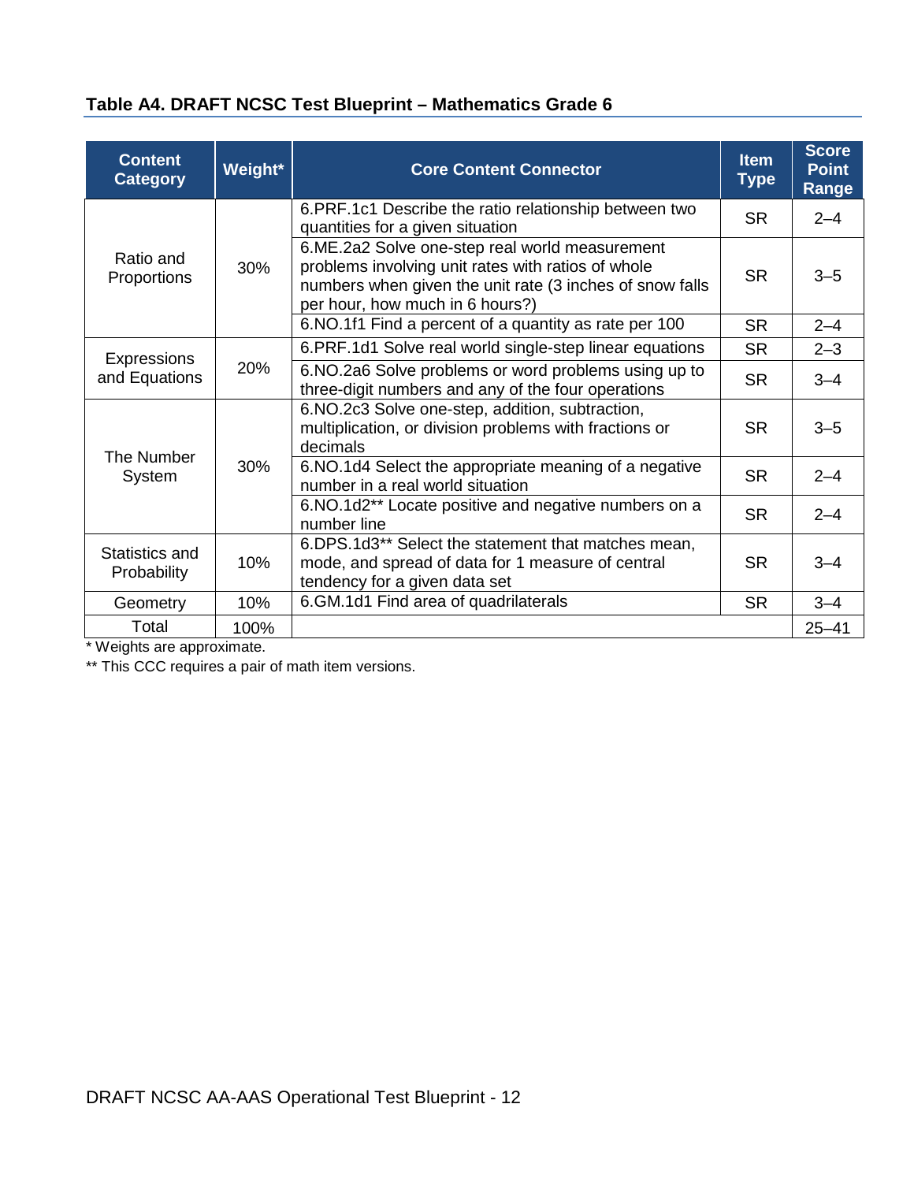### Table A4. DRAFT NCSC Test Blueprint – Mathematics Grade 6

| Content Category | Weight* | Core Content Connector | Item Type | Score Point Range |
|---|---|---|---|---|
| Ratio and Proportions | 30% | 6.PRF.1c1 Describe the ratio relationship between two quantities for a given situation | SR | 2–4 |
| | | 6.ME.2a2 Solve one-step real world measurement problems involving unit rates with ratios of whole numbers when given the unit rate (3 inches of snow falls per hour, how much in 6 hours?) | SR | 3–5 |
| | | 6.NO.1f1 Find a percent of a quantity as rate per 100 | SR | 2–4 |
| Expressions and Equations | 20% | 6.PRF.1d1 Solve real world single-step linear equations | SR | 2–3 |
| | | 6.NO.2a6 Solve problems or word problems using up to three-digit numbers and any of the four operations | SR | 3–4 |
| The Number System | 30% | 6.NO.2c3 Solve one-step, addition, subtraction, multiplication, or division problems with fractions or decimals | SR | 3–5 |
| | | 6.NO.1d4 Select the appropriate meaning of a negative number in a real world situation | SR | 2–4 |
| | | 6.NO.1d2** Locate positive and negative numbers on a number line | SR | 2–4 |
| Statistics and Probability | 10% | 6.DPS.1d3** Select the statement that matches mean, mode, and spread of data for 1 measure of central tendency for a given data set | SR | 3–4 |
| Geometry | 10% | 6.GM.1d1 Find area of quadrilaterals | SR | 3–4 |
| Total | 100% | | | 25–41 |

* Weights are approximate.

** This CCC requires a pair of math item versions.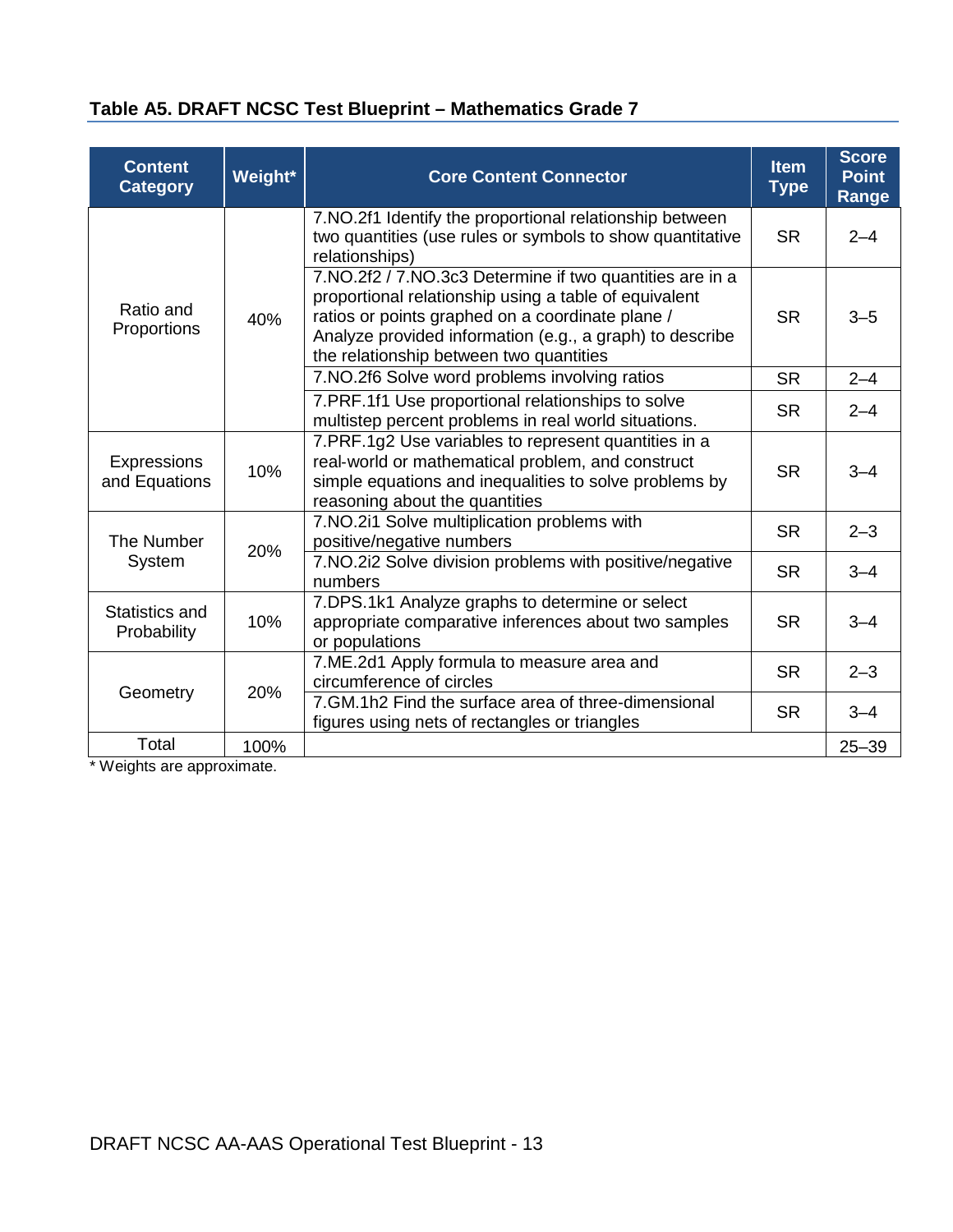### Table A5. DRAFT NCSC Test Blueprint – Mathematics Grade 7

| Content Category | Weight* | Core Content Connector | Item Type | Score Point Range |
|---|---|---|---|---|
| Ratio and Proportions | 40% | 7.NO.2f1 Identify the proportional relationship between two quantities (use rules or symbols to show quantitative relationships) | SR | 2–4 |
| | | 7.NO.2f2 / 7.NO.3c3 Determine if two quantities are in a proportional relationship using a table of equivalent ratios or points graphed on a coordinate plane / Analyze provided information (e.g., a graph) to describe the relationship between two quantities | SR | 3–5 |
| | | 7.NO.2f6 Solve word problems involving ratios | SR | 2–4 |
| | | 7.PRF.1f1 Use proportional relationships to solve multistep percent problems in real world situations. | SR | 2–4 |
| Expressions and Equations | 10% | 7.PRF.1g2 Use variables to represent quantities in a real-world or mathematical problem, and construct simple equations and inequalities to solve problems by reasoning about the quantities | SR | 3–4 |
| The Number System | 20% | 7.NO.2i1 Solve multiplication problems with positive/negative numbers | SR | 2–3 |
| | | 7.NO.2i2 Solve division problems with positive/negative numbers | SR | 3–4 |
| Statistics and Probability | 10% | 7.DPS.1k1 Analyze graphs to determine or select appropriate comparative inferences about two samples or populations | SR | 3–4 |
| Geometry | 20% | 7.ME.2d1 Apply formula to measure area and circumference of circles | SR | 2–3 |
| | | 7.GM.1h2 Find the surface area of three-dimensional figures using nets of rectangles or triangles | SR | 3–4 |
| Total | 100% | | | 25–39 |

* Weights are approximate.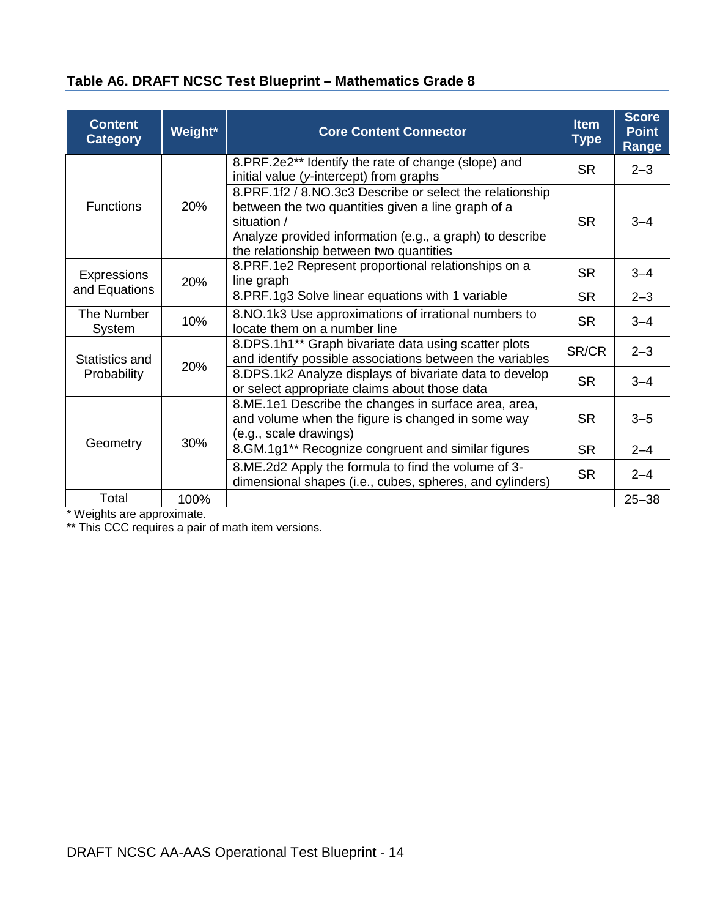### Table A6. DRAFT NCSC Test Blueprint – Mathematics Grade 8

| Content Category | Weight* | Core Content Connector | Item Type | Score Point Range |
|---|---|---|---|---|
| Functions | 20% | 8.PRF.2e2** Identify the rate of change (slope) and initial value (*y*-intercept) from graphs | SR | 2–3 |
| | | 8.PRF.1f2 / 8.NO.3c3 Describe or select the relationship between the two quantities given a line graph of a situation / Analyze provided information (e.g., a graph) to describe the relationship between two quantities | SR | 3–4 |
| Expressions and Equations | 20% | 8.PRF.1e2 Represent proportional relationships on a line graph | SR | 3–4 |
| | | 8.PRF.1g3 Solve linear equations with 1 variable | SR | 2–3 |
| The Number System | 10% | 8.NO.1k3 Use approximations of irrational numbers to locate them on a number line | SR | 3–4 |
| Statistics and Probability | 20% | 8.DPS.1h1** Graph bivariate data using scatter plots and identify possible associations between the variables | SR/CR | 2–3 |
| | | 8.DPS.1k2 Analyze displays of bivariate data to develop or select appropriate claims about those data | SR | 3–4 |
| Geometry | 30% | 8.ME.1e1 Describe the changes in surface area, area, and volume when the figure is changed in some way (e.g., scale drawings) | SR | 3–5 |
| | | 8.GM.1g1** Recognize congruent and similar figures | SR | 2–4 |
| | | 8.ME.2d2 Apply the formula to find the volume of 3-dimensional shapes (i.e., cubes, spheres, and cylinders) | SR | 2–4 |
| Total | 100% | | | 25–38 |

* Weights are approximate.

** This CCC requires a pair of math item versions.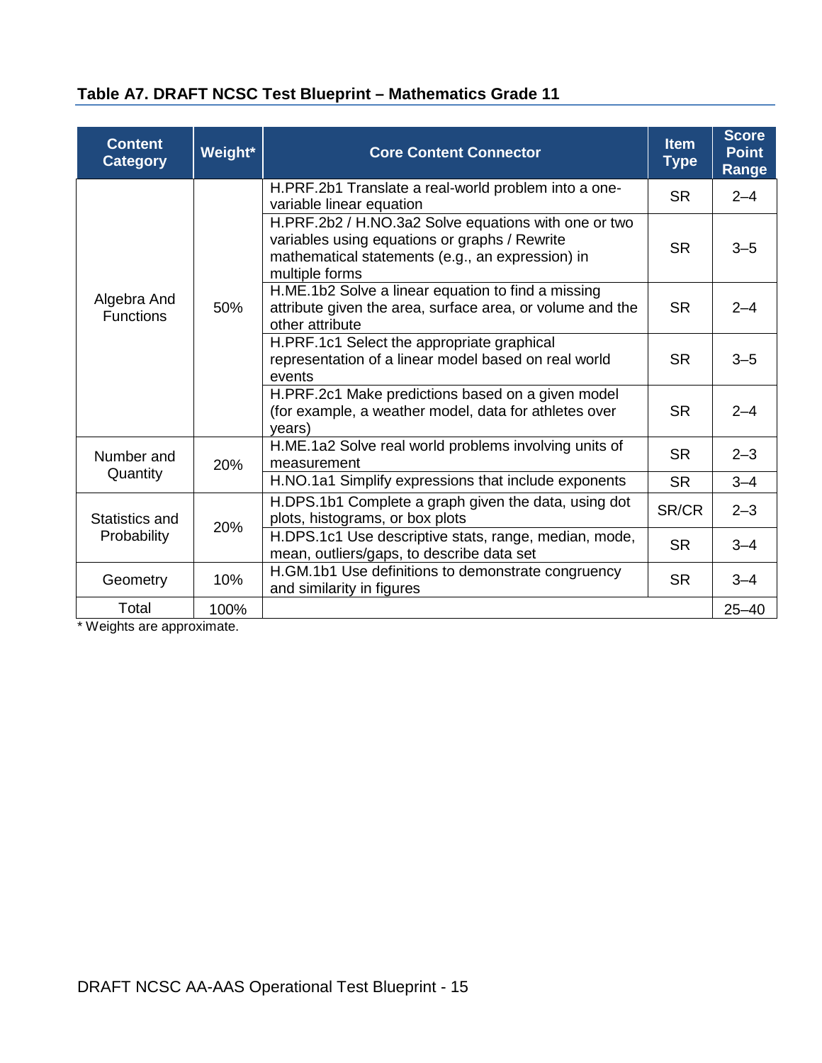### Table A7. DRAFT NCSC Test Blueprint – Mathematics Grade 11

| Content Category | Weight* | Core Content Connector | Item Type | Score Point Range |
|---|---|---|---|---|
| Algebra And Functions | 50% | H.PRF.2b1 Translate a real-world problem into a one-variable linear equation | SR | 2–4 |
| | | H.PRF.2b2 / H.NO.3a2 Solve equations with one or two variables using equations or graphs / Rewrite mathematical statements (e.g., an expression) in multiple forms | SR | 3–5 |
| | | H.ME.1b2 Solve a linear equation to find a missing attribute given the area, surface area, or volume and the other attribute | SR | 2–4 |
| | | H.PRF.1c1 Select the appropriate graphical representation of a linear model based on real world events | SR | 3–5 |
| | | H.PRF.2c1 Make predictions based on a given model (for example, a weather model, data for athletes over years) | SR | 2–4 |
| Number and Quantity | 20% | H.ME.1a2 Solve real world problems involving units of measurement | SR | 2–3 |
| | | H.NO.1a1 Simplify expressions that include exponents | SR | 3–4 |
| Statistics and Probability | 20% | H.DPS.1b1 Complete a graph given the data, using dot plots, histograms, or box plots | SR/CR | 2–3 |
| | | H.DPS.1c1 Use descriptive stats, range, median, mode, mean, outliers/gaps, to describe data set | SR | 3–4 |
| Geometry | 10% | H.GM.1b1 Use definitions to demonstrate congruency and similarity in figures | SR | 3–4 |
| Total | 100% | | | 25–40 |

* Weights are approximate.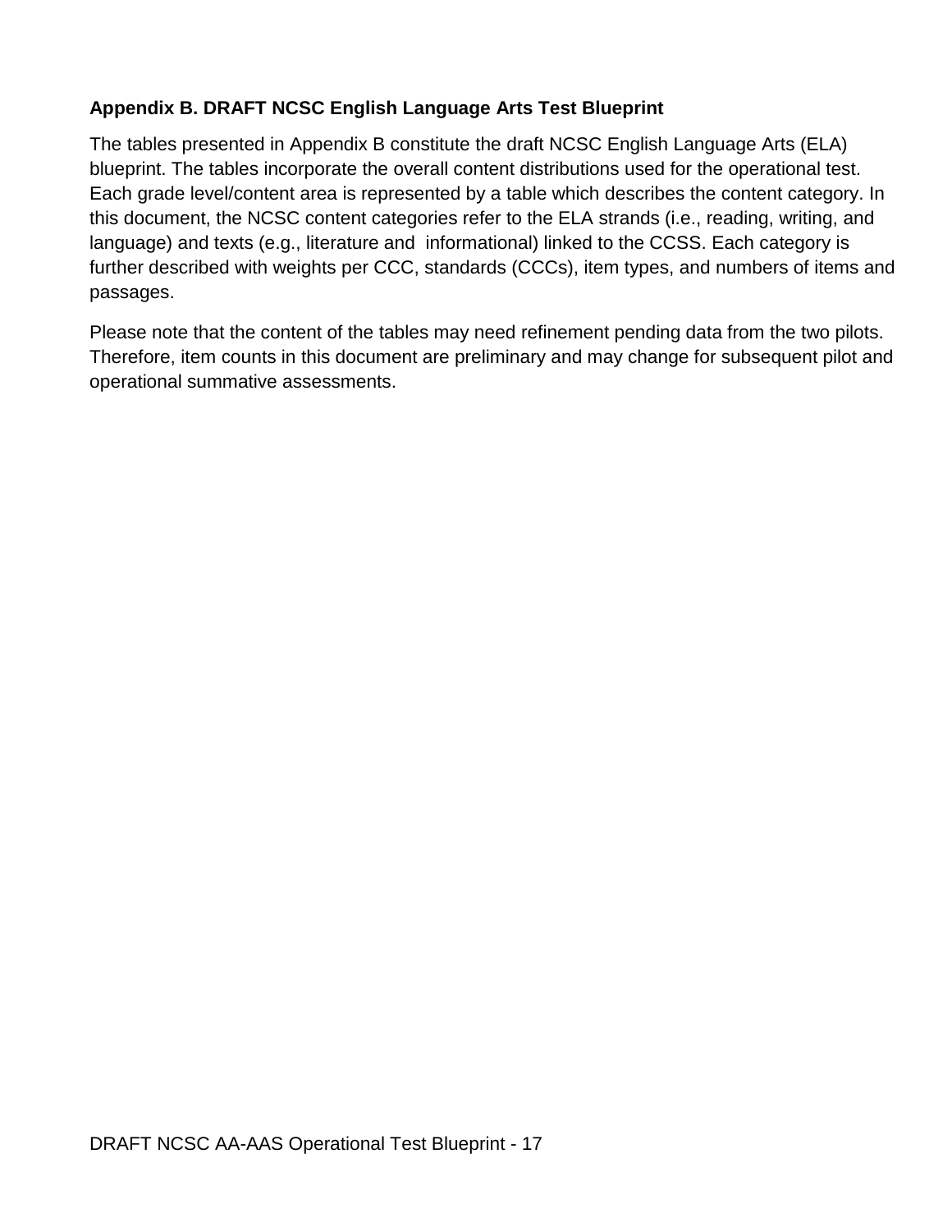## Appendix B. DRAFT NCSC English Language Arts Test Blueprint

The tables presented in Appendix B constitute the draft NCSC English Language Arts (ELA) blueprint. The tables incorporate the overall content distributions used for the operational test. Each grade level/content area is represented by a table which describes the content category. In this document, the NCSC content categories refer to the ELA strands (i.e., reading, writing, and language) and texts (e.g., literature and informational) linked to the CCSS. Each category is further described with weights per CCC, standards (CCCs), item types, and numbers of items and passages.

Please note that the content of the tables may need refinement pending data from the two pilots. Therefore, item counts in this document are preliminary and may change for subsequent pilot and operational summative assessments.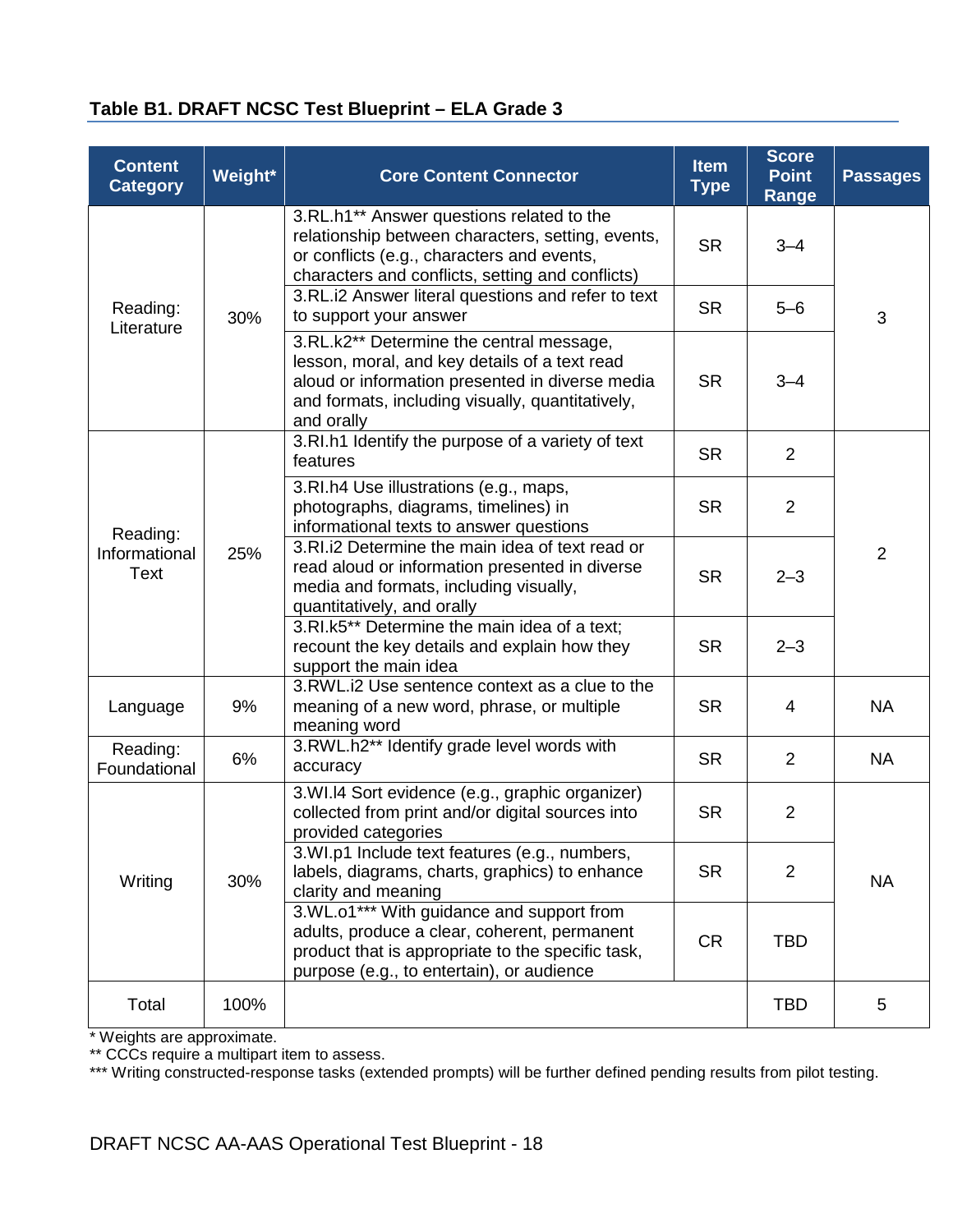**Table B1. DRAFT NCSC Test Blueprint – ELA Grade 3**

| Content Category | Weight* | Core Content Connector | Item Type | Score Point Range | Passages |
|---|---|---|---|---|---|
| Reading: Literature | 30% | 3.RL.h1** Answer questions related to the relationship between characters, setting, events, or conflicts (e.g., characters and events, characters and conflicts, setting and conflicts) | SR | 3–4 | 3 |
| | | 3.RL.i2 Answer literal questions and refer to text to support your answer | SR | 5–6 | |
| | | 3.RL.k2** Determine the central message, lesson, moral, and key details of a text read aloud or information presented in diverse media and formats, including visually, quantitatively, and orally | SR | 3–4 | |
| Reading: Informational Text | 25% | 3.RI.h1 Identify the purpose of a variety of text features | SR | 2 | 2 |
| | | 3.RI.h4 Use illustrations (e.g., maps, photographs, diagrams, timelines) in informational texts to answer questions | SR | 2 | |
| | | 3.RI.i2 Determine the main idea of text read or read aloud or information presented in diverse media and formats, including visually, quantitatively, and orally | SR | 2–3 | |
| | | 3.RI.k5** Determine the main idea of a text; recount the key details and explain how they support the main idea | SR | 2–3 | |
| Language | 9% | 3.RWL.i2 Use sentence context as a clue to the meaning of a new word, phrase, or multiple meaning word | SR | 4 | NA |
| Reading: Foundational | 6% | 3.RWL.h2** Identify grade level words with accuracy | SR | 2 | NA |
| Writing | 30% | 3.WI.l4 Sort evidence (e.g., graphic organizer) collected from print and/or digital sources into provided categories | SR | 2 | NA |
| | | 3.WI.p1 Include text features (e.g., numbers, labels, diagrams, charts, graphics) to enhance clarity and meaning | SR | 2 | |
| | | 3.WL.o1*** With guidance and support from adults, produce a clear, coherent, permanent product that is appropriate to the specific task, purpose (e.g., to entertain), or audience | CR | TBD | |
| Total | 100% | | | TBD | 5 |

* Weights are approximate.
** CCCs require a multipart item to assess.
*** Writing constructed-response tasks (extended prompts) will be further defined pending results from pilot testing.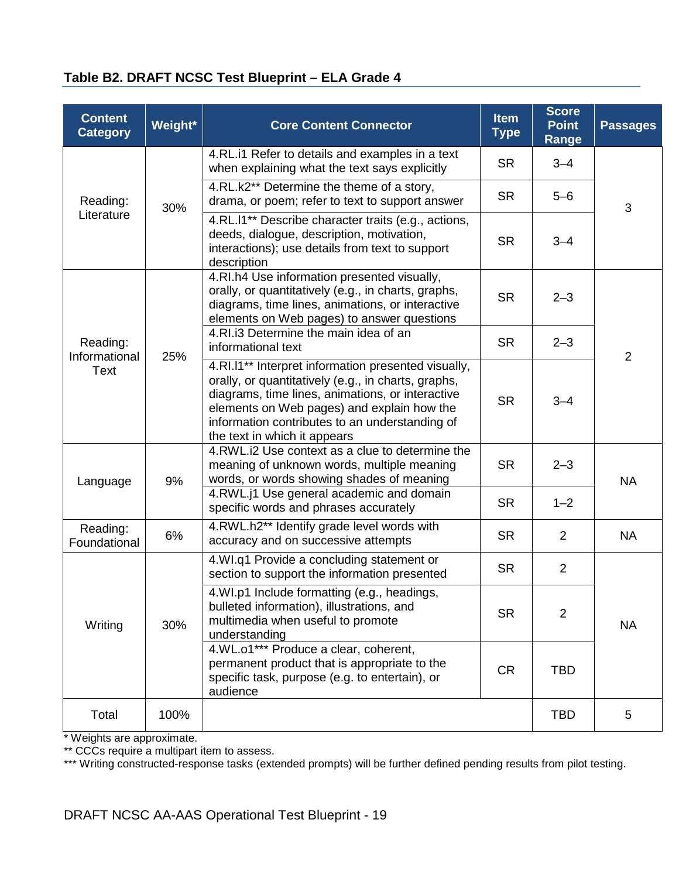### Table B2. DRAFT NCSC Test Blueprint – ELA Grade 4

| Content Category | Weight* | Core Content Connector | Item Type | Score Point Range | Passages |
|---|---|---|---|---|---|
| Reading: Literature | 30% | 4.RL.i1 Refer to details and examples in a text when explaining what the text says explicitly | SR | 3–4 | 3 |
| | | 4.RL.k2** Determine the theme of a story, drama, or poem; refer to text to support answer | SR | 5–6 | |
| | | 4.RL.l1** Describe character traits (e.g., actions, deeds, dialogue, description, motivation, interactions); use details from text to support description | SR | 3–4 | |
| Reading: Informational Text | 25% | 4.RI.h4 Use information presented visually, orally, or quantitatively (e.g., in charts, graphs, diagrams, time lines, animations, or interactive elements on Web pages) to answer questions | SR | 2–3 | 2 |
| | | 4.RI.i3 Determine the main idea of an informational text | SR | 2–3 | |
| | | 4.RI.l1** Interpret information presented visually, orally, or quantitatively (e.g., in charts, graphs, diagrams, time lines, animations, or interactive elements on Web pages) and explain how the information contributes to an understanding of the text in which it appears | SR | 3–4 | |
| Language | 9% | 4.RWL.i2 Use context as a clue to determine the meaning of unknown words, multiple meaning words, or words showing shades of meaning | SR | 2–3 | NA |
| | | 4.RWL.j1 Use general academic and domain specific words and phrases accurately | SR | 1–2 | |
| Reading: Foundational | 6% | 4.RWL.h2** Identify grade level words with accuracy and on successive attempts | SR | 2 | NA |
| Writing | 30% | 4.WI.q1 Provide a concluding statement or section to support the information presented | SR | 2 | NA |
| | | 4.WI.p1 Include formatting (e.g., headings, bulleted information), illustrations, and multimedia when useful to promote understanding | SR | 2 | |
| | | 4.WL.o1*** Produce a clear, coherent, permanent product that is appropriate to the specific task, purpose (e.g. to entertain), or audience | CR | TBD | |
| Total | 100% | | | TBD | 5 |

* Weights are approximate.
** CCCs require a multipart item to assess.
*** Writing constructed-response tasks (extended prompts) will be further defined pending results from pilot testing.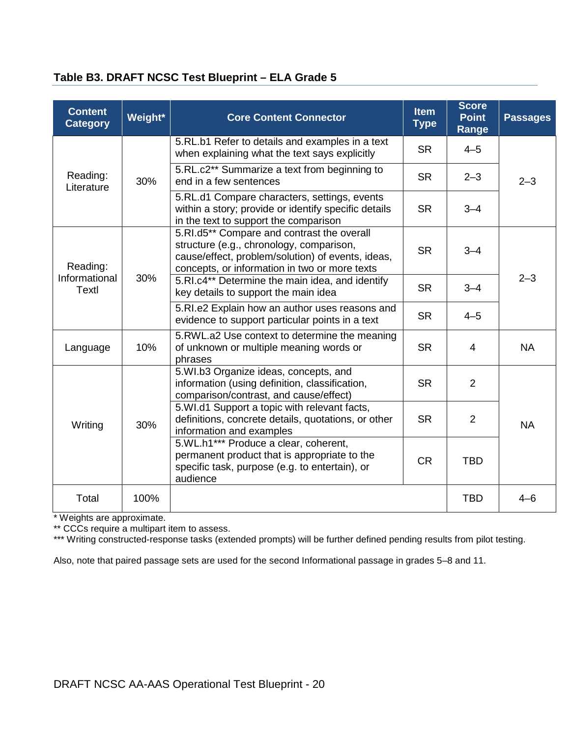### Table B3. DRAFT NCSC Test Blueprint – ELA Grade 5

| Content Category | Weight* | Core Content Connector | Item Type | Score Point Range | Passages |
|---|---|---|---|---|---|
| Reading: Literature | 30% | 5.RL.b1 Refer to details and examples in a text when explaining what the text says explicitly | SR | 4–5 | 2–3 |
| | | 5.RL.c2** Summarize a text from beginning to end in a few sentences | SR | 2–3 | |
| | | 5.RL.d1 Compare characters, settings, events within a story; provide or identify specific details in the text to support the comparison | SR | 3–4 | |
| Reading: Informational Textl | 30% | 5.RI.d5** Compare and contrast the overall structure (e.g., chronology, comparison, cause/effect, problem/solution) of events, ideas, concepts, or information in two or more texts | SR | 3–4 | 2–3 |
| | | 5.RI.c4** Determine the main idea, and identify key details to support the main idea | SR | 3–4 | |
| | | 5.RI.e2 Explain how an author uses reasons and evidence to support particular points in a text | SR | 4–5 | |
| Language | 10% | 5.RWL.a2 Use context to determine the meaning of unknown or multiple meaning words or phrases | SR | 4 | NA |
| Writing | 30% | 5.WI.b3 Organize ideas, concepts, and information (using definition, classification, comparison/contrast, and cause/effect) | SR | 2 | NA |
| | | 5.WI.d1 Support a topic with relevant facts, definitions, concrete details, quotations, or other information and examples | SR | 2 | |
| | | 5.WL.h1*** Produce a clear, coherent, permanent product that is appropriate to the specific task, purpose (e.g. to entertain), or audience | CR | TBD | |
| Total | 100% | | | TBD | 4–6 |

\* Weights are approximate.
** CCCs require a multipart item to assess.
*** Writing constructed-response tasks (extended prompts) will be further defined pending results from pilot testing.

Also, note that paired passage sets are used for the second Informational passage in grades 5–8 and 11.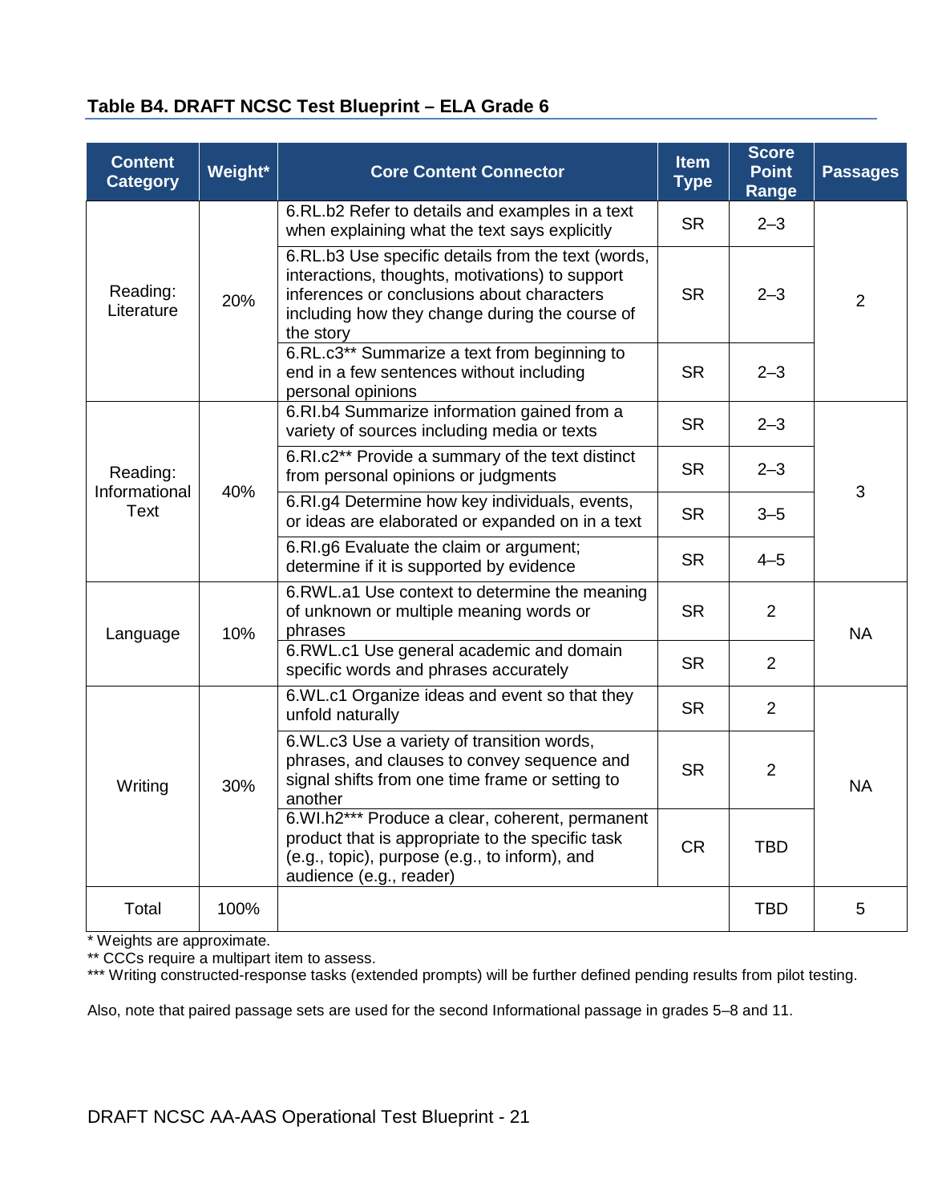### Table B4. DRAFT NCSC Test Blueprint – ELA Grade 6

| Content Category | Weight* | Core Content Connector | Item Type | Score Point Range | Passages |
|---|---|---|---|---|---|
| Reading: Literature | 20% | 6.RL.b2 Refer to details and examples in a text when explaining what the text says explicitly | SR | 2–3 | 2 |
| | | 6.RL.b3 Use specific details from the text (words, interactions, thoughts, motivations) to support inferences or conclusions about characters including how they change during the course of the story | SR | 2–3 | |
| | | 6.RL.c3** Summarize a text from beginning to end in a few sentences without including personal opinions | SR | 2–3 | |
| Reading: Informational Text | 40% | 6.RI.b4 Summarize information gained from a variety of sources including media or texts | SR | 2–3 | 3 |
| | | 6.RI.c2** Provide a summary of the text distinct from personal opinions or judgments | SR | 2–3 | |
| | | 6.RI.g4 Determine how key individuals, events, or ideas are elaborated or expanded on in a text | SR | 3–5 | |
| | | 6.RI.g6 Evaluate the claim or argument; determine if it is supported by evidence | SR | 4–5 | |
| Language | 10% | 6.RWL.a1 Use context to determine the meaning of unknown or multiple meaning words or phrases | SR | 2 | NA |
| | | 6.RWL.c1 Use general academic and domain specific words and phrases accurately | SR | 2 | |
| Writing | 30% | 6.WL.c1 Organize ideas and event so that they unfold naturally | SR | 2 | NA |
| | | 6.WL.c3 Use a variety of transition words, phrases, and clauses to convey sequence and signal shifts from one time frame or setting to another | SR | 2 | |
| | | 6.WI.h2*** Produce a clear, coherent, permanent product that is appropriate to the specific task (e.g., topic), purpose (e.g., to inform), and audience (e.g., reader) | CR | TBD | |
| Total | 100% | | | TBD | 5 |

\* Weights are approximate.
** CCCs require a multipart item to assess.
*** Writing constructed-response tasks (extended prompts) will be further defined pending results from pilot testing.

Also, note that paired passage sets are used for the second Informational passage in grades 5–8 and 11.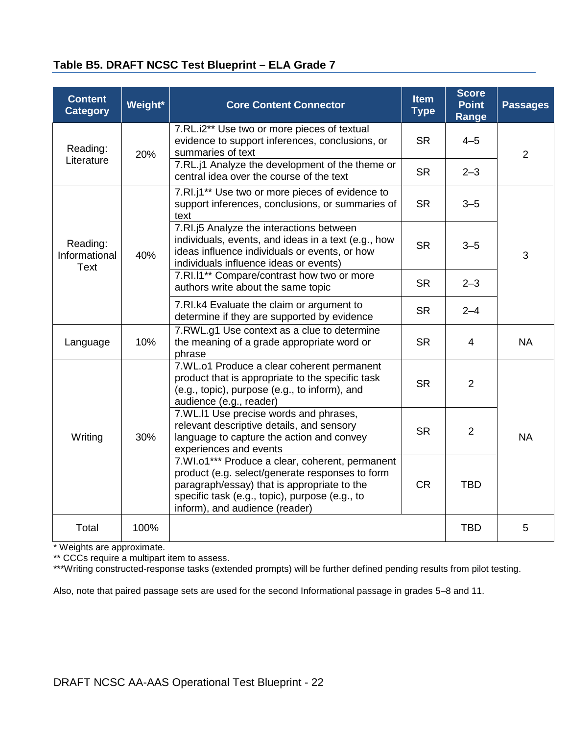### Table B5. DRAFT NCSC Test Blueprint – ELA Grade 7

| Content Category | Weight* | Core Content Connector | Item Type | Score Point Range | Passages |
|---|---|---|---|---|---|
| Reading: Literature | 20% | 7.RL.i2** Use two or more pieces of textual evidence to support inferences, conclusions, or summaries of text | SR | 4–5 | 2 |
| | | 7.RL.j1 Analyze the development of the theme or central idea over the course of the text | SR | 2–3 | |
| Reading: Informational Text | 40% | 7.RI.j1** Use two or more pieces of evidence to support inferences, conclusions, or summaries of text | SR | 3–5 | 3 |
| | | 7.RI.j5 Analyze the interactions between individuals, events, and ideas in a text (e.g., how ideas influence individuals or events, or how individuals influence ideas or events) | SR | 3–5 | |
| | | 7.RI.l1** Compare/contrast how two or more authors write about the same topic | SR | 2–3 | |
| | | 7.RI.k4 Evaluate the claim or argument to determine if they are supported by evidence | SR | 2–4 | |
| Language | 10% | 7.RWL.g1 Use context as a clue to determine the meaning of a grade appropriate word or phrase | SR | 4 | NA |
| Writing | 30% | 7.WL.o1 Produce a clear coherent permanent product that is appropriate to the specific task (e.g., topic), purpose (e.g., to inform), and audience (e.g., reader) | SR | 2 | NA |
| | | 7.WL.l1 Use precise words and phrases, relevant descriptive details, and sensory language to capture the action and convey experiences and events | SR | 2 | |
| | | 7.WI.o1*** Produce a clear, coherent, permanent product (e.g. select/generate responses to form paragraph/essay) that is appropriate to the specific task (e.g., topic), purpose (e.g., to inform), and audience (reader) | CR | TBD | |
| Total | 100% | | | TBD | 5 |

* Weights are approximate.
** CCCs require a multipart item to assess.
***Writing constructed-response tasks (extended prompts) will be further defined pending results from pilot testing.

Also, note that paired passage sets are used for the second Informational passage in grades 5–8 and 11.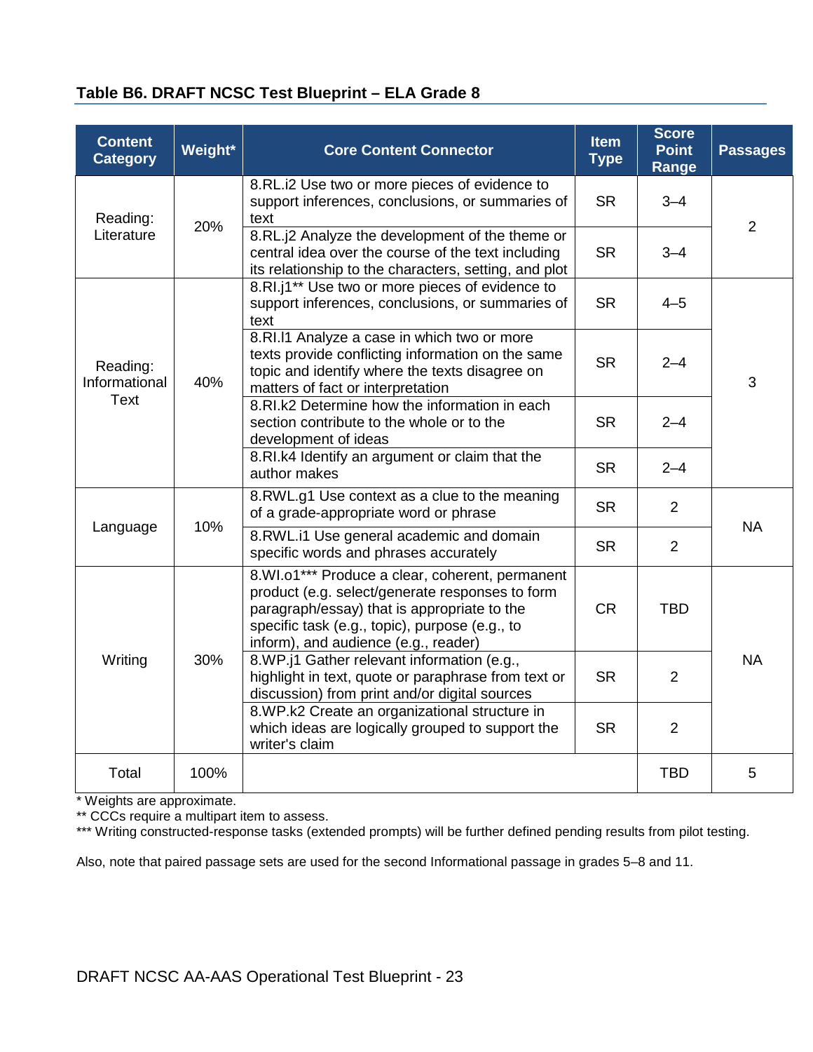### Table B6. DRAFT NCSC Test Blueprint – ELA Grade 8

| Content Category | Weight* | Core Content Connector | Item Type | Score Point Range | Passages |
|---|---|---|---|---|---|
| Reading: Literature | 20% | 8.RL.i2 Use two or more pieces of evidence to support inferences, conclusions, or summaries of text | SR | 3–4 | 2 |
| | | 8.RL.j2 Analyze the development of the theme or central idea over the course of the text including its relationship to the characters, setting, and plot | SR | 3–4 | |
| Reading: Informational Text | 40% | 8.RI.j1** Use two or more pieces of evidence to support inferences, conclusions, or summaries of text | SR | 4–5 | 3 |
| | | 8.RI.l1 Analyze a case in which two or more texts provide conflicting information on the same topic and identify where the texts disagree on matters of fact or interpretation | SR | 2–4 | |
| | | 8.RI.k2 Determine how the information in each section contribute to the whole or to the development of ideas | SR | 2–4 | |
| | | 8.RI.k4 Identify an argument or claim that the author makes | SR | 2–4 | |
| Language | 10% | 8.RWL.g1 Use context as a clue to the meaning of a grade-appropriate word or phrase | SR | 2 | NA |
| | | 8.RWL.i1 Use general academic and domain specific words and phrases accurately | SR | 2 | |
| Writing | 30% | 8.WI.o1*** Produce a clear, coherent, permanent product (e.g. select/generate responses to form paragraph/essay) that is appropriate to the specific task (e.g., topic), purpose (e.g., to inform), and audience (e.g., reader) | CR | TBD | NA |
| | | 8.WP.j1 Gather relevant information (e.g., highlight in text, quote or paraphrase from text or discussion) from print and/or digital sources | SR | 2 | |
| | | 8.WP.k2 Create an organizational structure in which ideas are logically grouped to support the writer's claim | SR | 2 | |
| Total | 100% | | | TBD | 5 |

* Weights are approximate.
** CCCs require a multipart item to assess.
*** Writing constructed-response tasks (extended prompts) will be further defined pending results from pilot testing.

Also, note that paired passage sets are used for the second Informational passage in grades 5–8 and 11.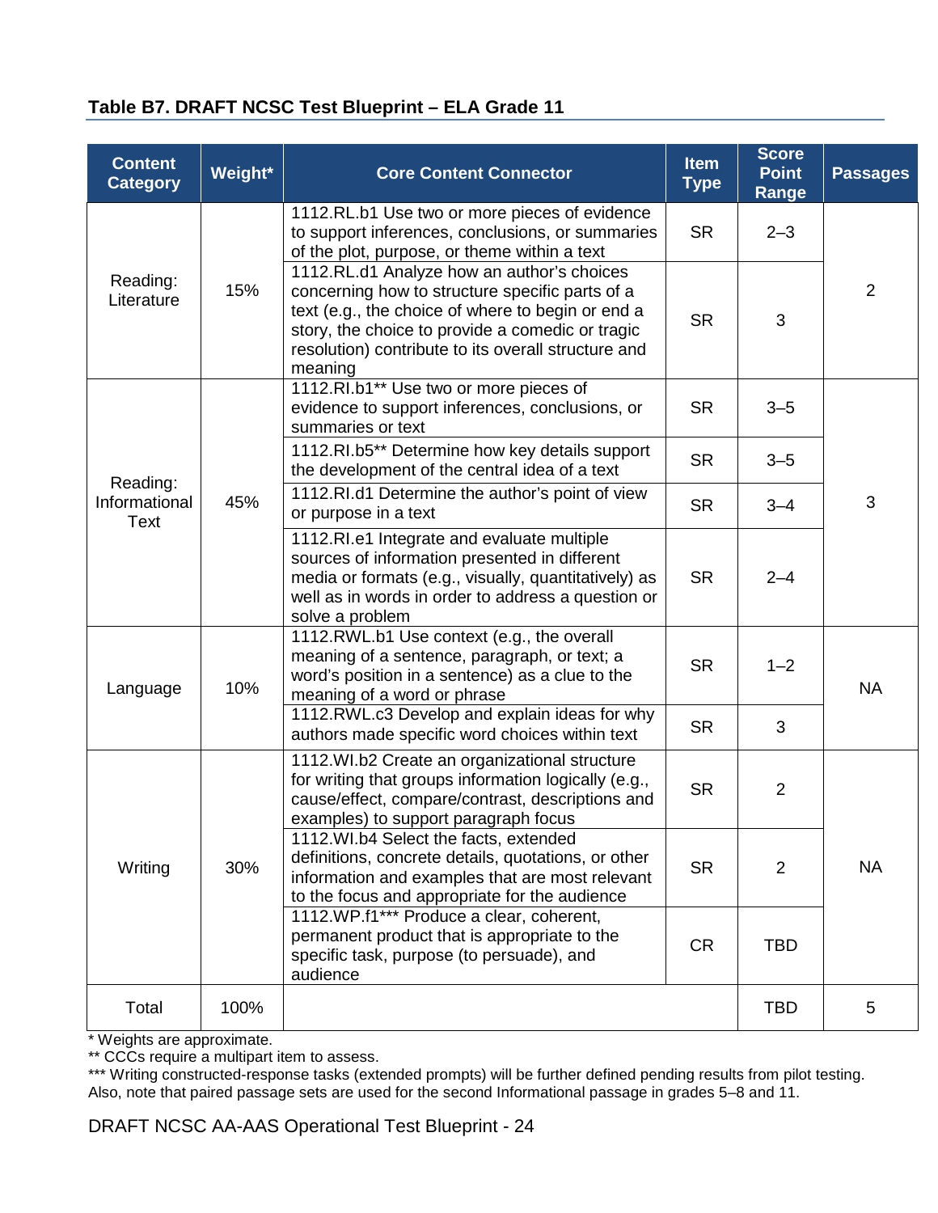**Table B7. DRAFT NCSC Test Blueprint – ELA Grade 11**

| Content Category | Weight* | Core Content Connector | Item Type | Score Point Range | Passages |
|---|---|---|---|---|---|
| Reading: Literature | 15% | 1112.RL.b1 Use two or more pieces of evidence to support inferences, conclusions, or summaries of the plot, purpose, or theme within a text | SR | 2–3 | 2 |
| | | 1112.RL.d1 Analyze how an author's choices concerning how to structure specific parts of a text (e.g., the choice of where to begin or end a story, the choice to provide a comedic or tragic resolution) contribute to its overall structure and meaning | SR | 3 | |
| Reading: Informational Text | 45% | 1112.RI.b1** Use two or more pieces of evidence to support inferences, conclusions, or summaries or text | SR | 3–5 | 3 |
| | | 1112.RI.b5** Determine how key details support the development of the central idea of a text | SR | 3–5 | |
| | | 1112.RI.d1 Determine the author's point of view or purpose in a text | SR | 3–4 | |
| | | 1112.RI.e1 Integrate and evaluate multiple sources of information presented in different media or formats (e.g., visually, quantitatively) as well as in words in order to address a question or solve a problem | SR | 2–4 | |
| Language | 10% | 1112.RWL.b1 Use context (e.g., the overall meaning of a sentence, paragraph, or text; a word's position in a sentence) as a clue to the meaning of a word or phrase | SR | 1–2 | NA |
| | | 1112.RWL.c3 Develop and explain ideas for why authors made specific word choices within text | SR | 3 | |
| Writing | 30% | 1112.WI.b2 Create an organizational structure for writing that groups information logically (e.g., cause/effect, compare/contrast, descriptions and examples) to support paragraph focus | SR | 2 | NA |
| | | 1112.WI.b4 Select the facts, extended definitions, concrete details, quotations, or other information and examples that are most relevant to the focus and appropriate for the audience | SR | 2 | |
| | | 1112.WP.f1*** Produce a clear, coherent, permanent product that is appropriate to the specific task, purpose (to persuade), and audience | CR | TBD | |
| Total | 100% | | | TBD | 5 |

* Weights are approximate.
** CCCs require a multipart item to assess.
*** Writing constructed-response tasks (extended prompts) will be further defined pending results from pilot testing. Also, note that paired passage sets are used for the second Informational passage in grades 5–8 and 11.